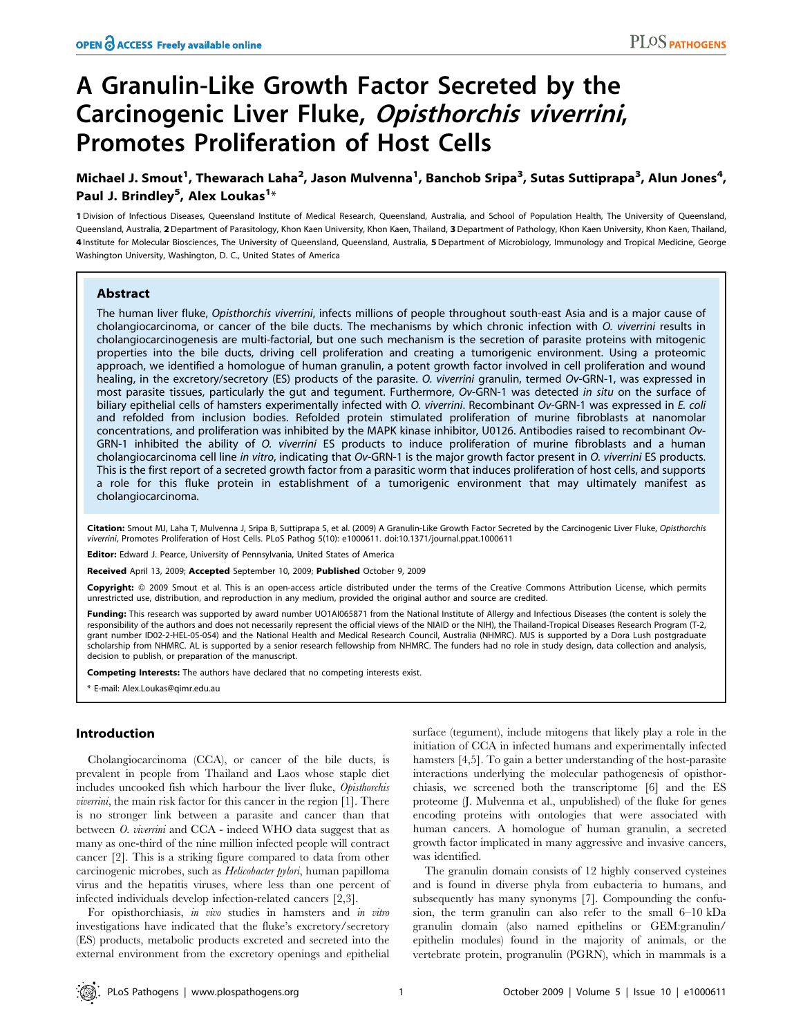# A Granulin-Like Growth Factor Secreted by the Carcinogenic Liver Fluke, *Opisthorchis viverrini*, Promotes Proliferation of Host Cells

**Michael J. Smout[1], Thewarach Laha[2], Jason Mulvenna[1], Banchob Sripa[3], Sutas Suttiprapa[3], Alun Jones[4], Paul J. Brindley[5], Alex Loukas[1]***

1 Division of Infectious Diseases, Queensland Institute of Medical Research, Queensland, Australia, and School of Population Health, The University of Queensland, Queensland, Australia, 2 Department of Parasitology, Khon Kaen University, Khon Kaen, Thailand, 3 Department of Pathology, Khon Kaen University, Khon Kaen, Thailand, 4 Institute for Molecular Biosciences, The University of Queensland, Queensland, Australia, 5 Department of Microbiology, Immunology and Tropical Medicine, George Washington University, Washington, D. C., United States of America

## Abstract

The human liver fluke, *Opisthorchis viverrini*, infects millions of people throughout south-east Asia and is a major cause of cholangiocarcinoma, or cancer of the bile ducts. The mechanisms by which chronic infection with *O. viverrini* results in cholangiocarcinogenesis are multi-factorial, but one such mechanism is the secretion of parasite proteins with mitogenic properties into the bile ducts, driving cell proliferation and creating a tumorigenic environment. Using a proteomic approach, we identified a homologue of human granulin, a potent growth factor involved in cell proliferation and wound healing, in the excretory/secretory (ES) products of the parasite. *O. viverrini* granulin, termed *Ov*-GRN-1, was expressed in most parasite tissues, particularly the gut and tegument. Furthermore, *Ov*-GRN-1 was detected *in situ* on the surface of biliary epithelial cells of hamsters experimentally infected with *O. viverrini*. Recombinant *Ov*-GRN-1 was expressed in *E. coli* and refolded from inclusion bodies. Refolded protein stimulated proliferation of murine fibroblasts at nanomolar concentrations, and proliferation was inhibited by the MAPK kinase inhibitor, U0126. Antibodies raised to recombinant *Ov*-GRN-1 inhibited the ability of *O. viverrini* ES products to induce proliferation of murine fibroblasts and a human cholangiocarcinoma cell line *in vitro*, indicating that *Ov*-GRN-1 is the major growth factor present in *O. viverrini* ES products. This is the first report of a secreted growth factor from a parasitic worm that induces proliferation of host cells, and supports a role for this fluke protein in establishment of a tumorigenic environment that may ultimately manifest as cholangiocarcinoma.

**Citation:** Smout MJ, Laha T, Mulvenna J, Sripa B, Suttiprapa S, et al. (2009) A Granulin-Like Growth Factor Secreted by the Carcinogenic Liver Fluke, *Opisthorchis viverrini*, Promotes Proliferation of Host Cells. PLoS Pathog 5(10): e1000611. doi:10.1371/journal.ppat.1000611

**Editor:** Edward J. Pearce, University of Pennsylvania, United States of America

**Received** April 13, 2009; **Accepted** September 10, 2009; **Published** October 9, 2009

**Copyright:** © 2009 Smout et al. This is an open-access article distributed under the terms of the Creative Commons Attribution License, which permits unrestricted use, distribution, and reproduction in any medium, provided the original author and source are credited.

**Funding:** This research was supported by award number UO1AI065871 from the National Institute of Allergy and Infectious Diseases (the content is solely the responsibility of the authors and does not necessarily represent the official views of the NIAID or the NIH), the Thailand-Tropical Diseases Research Program (T-2, grant number ID02-2-HEL-05-054) and the National Health and Medical Research Council, Australia (NHMRC). MJS is supported by a Dora Lush postgraduate scholarship from NHMRC. AL is supported by a senior research fellowship from NHMRC. The funders had no role in study design, data collection and analysis, decision to publish, or preparation of the manuscript.

**Competing Interests:** The authors have declared that no competing interests exist.

\* E-mail: Alex.Loukas@qimr.edu.au

## Introduction

Cholangiocarcinoma (CCA), or cancer of the bile ducts, is prevalent in people from Thailand and Laos whose staple diet includes uncooked fish which harbour the liver fluke, *Opisthorchis viverrini*, the main risk factor for this cancer in the region [1]. There is no stronger link between a parasite and cancer than that between *O. viverrini* and CCA - indeed WHO data suggest that as many as one-third of the nine million infected people will contract cancer [2]. This is a striking figure compared to data from other carcinogenic microbes, such as *Helicobacter pylori*, human papilloma virus and the hepatitis viruses, where less than one percent of infected individuals develop infection-related cancers [2,3].

For opisthorchiasis, *in vivo* studies in hamsters and *in vitro* investigations have indicated that the fluke's excretory/secretory (ES) products, metabolic products excreted and secreted into the external environment from the excretory openings and epithelial surface (tegument), include mitogens that likely play a role in the initiation of CCA in infected humans and experimentally infected hamsters [4,5]. To gain a better understanding of the host-parasite interactions underlying the molecular pathogenesis of opisthorchiasis, we screened both the transcriptome [6] and the ES proteome (J. Mulvenna et al., unpublished) of the fluke for genes encoding proteins with ontologies that were associated with human cancers. A homologue of human granulin, a secreted growth factor implicated in many aggressive and invasive cancers, was identified.

The granulin domain consists of 12 highly conserved cysteines and is found in diverse phyla from eubacteria to humans, and subsequently has many synonyms [7]. Compounding the confusion, the term granulin can also refer to the small 6–10 kDa granulin domain (also named epithelins or GEM:granulin/epithelin modules) found in the majority of animals, or the vertebrate protein, progranulin (PGRN), which in mammals is a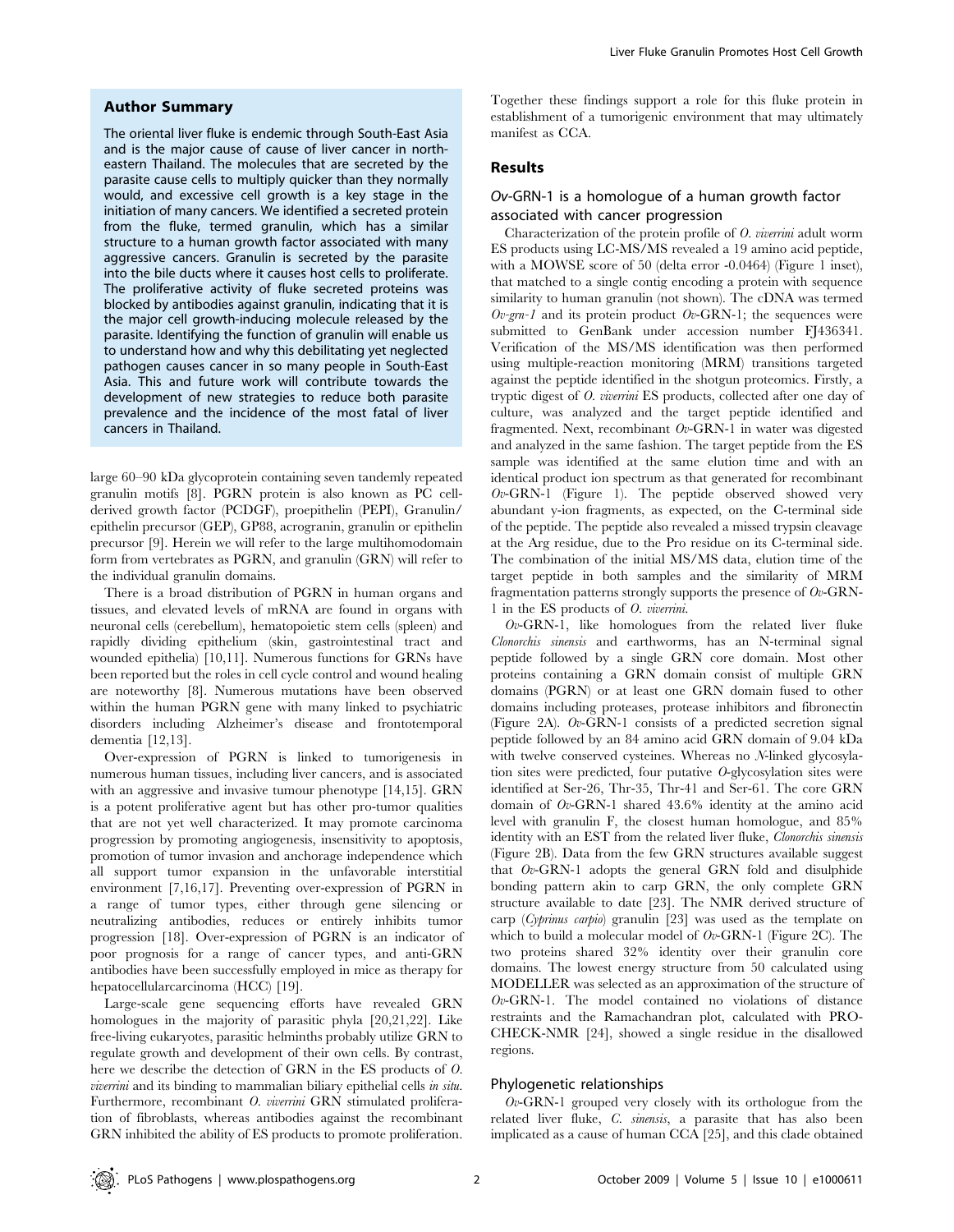## Author Summary

The oriental liver fluke is endemic through South-East Asia and is the major cause of cause of liver cancer in northeastern Thailand. The molecules that are secreted by the parasite cause cells to multiply quicker than they normally would, and excessive cell growth is a key stage in the initiation of many cancers. We identified a secreted protein from the fluke, termed granulin, which has a similar structure to a human growth factor associated with many aggressive cancers. Granulin is secreted by the parasite into the bile ducts where it causes host cells to proliferate. The proliferative activity of fluke secreted proteins was blocked by antibodies against granulin, indicating that it is the major cell growth-inducing molecule released by the parasite. Identifying the function of granulin will enable us to understand how and why this debilitating yet neglected pathogen causes cancer in so many people in South-East Asia. This and future work will contribute towards the development of new strategies to reduce both parasite prevalence and the incidence of the most fatal of liver cancers in Thailand.

large 60–90 kDa glycoprotein containing seven tandemly repeated granulin motifs [8]. PGRN protein is also known as PC cell-derived growth factor (PCDGF), proepithelin (PEPI), Granulin/epithelin precursor (GEP), GP88, acrogranin, granulin or epithelin precursor [9]. Herein we will refer to the large multihomodomain form from vertebrates as PGRN, and granulin (GRN) will refer to the individual granulin domains.

There is a broad distribution of PGRN in human organs and tissues, and elevated levels of mRNA are found in organs with neuronal cells (cerebellum), hematopoietic stem cells (spleen) and rapidly dividing epithelium (skin, gastrointestinal tract and wounded epithelia) [10,11]. Numerous functions for GRNs have been reported but the roles in cell cycle control and wound healing are noteworthy [8]. Numerous mutations have been observed within the human PGRN gene with many linked to psychiatric disorders including Alzheimer's disease and frontotemporal dementia [12,13].

Over-expression of PGRN is linked to tumorigenesis in numerous human tissues, including liver cancers, and is associated with an aggressive and invasive tumour phenotype [14,15]. GRN is a potent proliferative agent but has other pro-tumor qualities that are not yet well characterized. It may promote carcinoma progression by promoting angiogenesis, insensitivity to apoptosis, promotion of tumor invasion and anchorage independence which all support tumor expansion in the unfavorable interstitial environment [7,16,17]. Preventing over-expression of PGRN in a range of tumor types, either through gene silencing or neutralizing antibodies, reduces or entirely inhibits tumor progression [18]. Over-expression of PGRN is an indicator of poor prognosis for a range of cancer types, and anti-GRN antibodies have been successfully employed in mice as therapy for hepatocellularcarcinoma (HCC) [19].

Large-scale gene sequencing efforts have revealed GRN homologues in the majority of parasitic phyla [20,21,22]. Like free-living eukaryotes, parasitic helminths probably utilize GRN to regulate growth and development of their own cells. By contrast, here we describe the detection of GRN in the ES products of *O. viverrini* and its binding to mammalian biliary epithelial cells *in situ*. Furthermore, recombinant *O. viverrini* GRN stimulated proliferation of fibroblasts, whereas antibodies against the recombinant GRN inhibited the ability of ES products to promote proliferation. Together these findings support a role for this fluke protein in establishment of a tumorigenic environment that may ultimately manifest as CCA.

## Results

### *Ov*-GRN-1 is a homologue of a human growth factor associated with cancer progression

Characterization of the protein profile of *O. viverrini* adult worm ES products using LC-MS/MS revealed a 19 amino acid peptide, with a MOWSE score of 50 (delta error -0.0464) (Figure 1 inset), that matched to a single contig encoding a protein with sequence similarity to human granulin (not shown). The cDNA was termed *Ov-grn-1* and its protein product *Ov*-GRN-1; the sequences were submitted to GenBank under accession number FJ436341. Verification of the MS/MS identification was then performed using multiple-reaction monitoring (MRM) transitions targeted against the peptide identified in the shotgun proteomics. Firstly, a tryptic digest of *O. viverrini* ES products, collected after one day of culture, was analyzed and the target peptide identified and fragmented. Next, recombinant *Ov*-GRN-1 in water was digested and analyzed in the same fashion. The target peptide from the ES sample was identified at the same elution time and with an identical product ion spectrum as that generated for recombinant *Ov*-GRN-1 (Figure 1). The peptide observed showed very abundant y-ion fragments, as expected, on the C-terminal side of the peptide. The peptide also revealed a missed trypsin cleavage at the Arg residue, due to the Pro residue on its C-terminal side. The combination of the initial MS/MS data, elution time of the target peptide in both samples and the similarity of MRM fragmentation patterns strongly supports the presence of *Ov*-GRN-1 in the ES products of *O. viverrini*.

*Ov*-GRN-1, like homologues from the related liver fluke *Clonorchis sinensis* and earthworms, has an N-terminal signal peptide followed by a single GRN core domain. Most other proteins containing a GRN domain consist of multiple GRN domains (PGRN) or at least one GRN domain fused to other domains including proteases, protease inhibitors and fibronectin (Figure 2A). *Ov*-GRN-1 consists of a predicted secretion signal peptide followed by an 84 amino acid GRN domain of 9.04 kDa with twelve conserved cysteines. Whereas no *N*-linked glycosylation sites were predicted, four putative *O*-glycosylation sites were identified at Ser-26, Thr-35, Thr-41 and Ser-61. The core GRN domain of *Ov*-GRN-1 shared 43.6% identity at the amino acid level with granulin F, the closest human homologue, and 85% identity with an EST from the related liver fluke, *Clonorchis sinensis* (Figure 2B). Data from the few GRN structures available suggest that *Ov*-GRN-1 adopts the general GRN fold and disulphide bonding pattern akin to carp GRN, the only complete GRN structure available to date [23]. The NMR derived structure of carp (*Cyprinus carpio*) granulin [23] was used as the template on which to build a molecular model of *Ov*-GRN-1 (Figure 2C). The two proteins shared 32% identity over their granulin core domains. The lowest energy structure from 50 calculated using MODELLER was selected as an approximation of the structure of *Ov*-GRN-1. The model contained no violations of distance restraints and the Ramachandran plot, calculated with PROCHECK-NMR [24], showed a single residue in the disallowed regions.

### Phylogenetic relationships

*Ov*-GRN-1 grouped very closely with its orthologue from the related liver fluke, *C. sinensis*, a parasite that has also been implicated as a cause of human CCA [25], and this clade obtained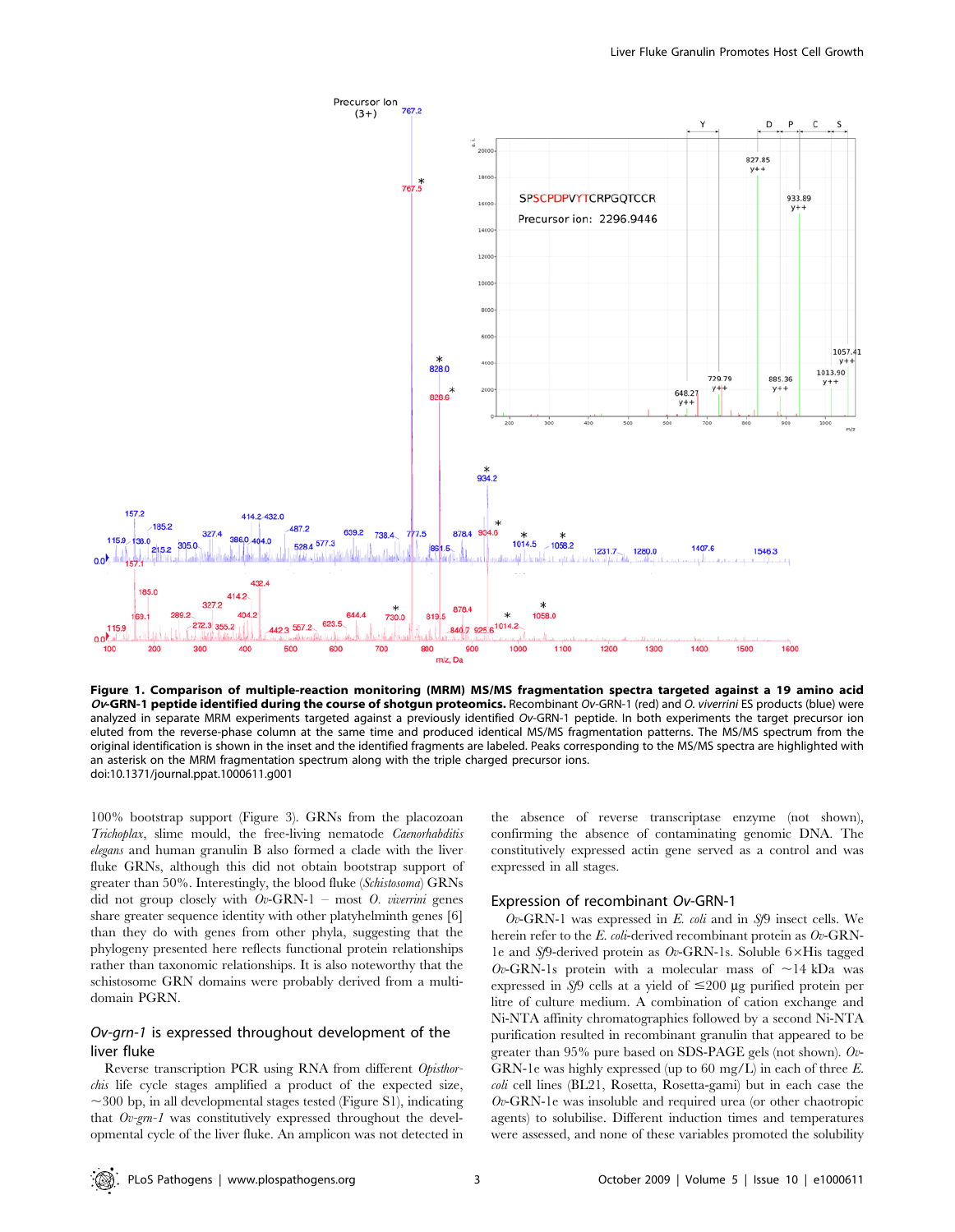**Figure 1. Comparison of multiple-reaction monitoring (MRM) MS/MS fragmentation spectra targeted against a 19 amino acid *Ov*-GRN-1 peptide identified during the course of shotgun proteomics.** Recombinant *Ov*-GRN-1 (red) and *O. viverrini* ES products (blue) were analyzed in separate MRM experiments targeted against a previously identified *Ov*-GRN-1 peptide. In both experiments the target precursor ion eluted from the reverse-phase column at the same time and produced identical MS/MS fragmentation patterns. The MS/MS spectrum from the original identification is shown in the inset and the identified fragments are labeled. Peaks corresponding to the MS/MS spectra are highlighted with an asterisk on the MRM fragmentation spectrum along with the triple charged precursor ions.
doi:10.1371/journal.ppat.1000611.g001

100% bootstrap support (Figure 3). GRNs from the placozoan *Trichoplax*, slime mould, the free-living nematode *Caenorhabditis elegans* and human granulin B also formed a clade with the liver fluke GRNs, although this did not obtain bootstrap support of greater than 50%. Interestingly, the blood fluke (*Schistosoma*) GRNs did not group closely with *Ov*-GRN-1 – most *O. viverrini* genes share greater sequence identity with other platyhelminth genes [6] than they do with genes from other phyla, suggesting that the phylogeny presented here reflects functional protein relationships rather than taxonomic relationships. It is also noteworthy that the schistosome GRN domains were probably derived from a multi-domain PGRN.

## *Ov-grn-1* is expressed throughout development of the liver fluke

Reverse transcription PCR using RNA from different *Opisthorchis* life cycle stages amplified a product of the expected size, ~300 bp, in all developmental stages tested (Figure S1), indicating that *Ov-grn-1* was constitutively expressed throughout the developmental cycle of the liver fluke. An amplicon was not detected in the absence of reverse transcriptase enzyme (not shown), confirming the absence of contaminating genomic DNA. The constitutively expressed actin gene served as a control and was expressed in all stages.

## Expression of recombinant *Ov*-GRN-1

*Ov*-GRN-1 was expressed in *E. coli* and in *Sf*9 insect cells. We herein refer to the *E. coli*-derived recombinant protein as *Ov*-GRN-1e and *Sf*9-derived protein as *Ov*-GRN-1s. Soluble 6×His tagged *Ov*-GRN-1s protein with a molecular mass of ~14 kDa was expressed in *Sf*9 cells at a yield of ≤200 µg purified protein per litre of culture medium. A combination of cation exchange and Ni-NTA affinity chromatographies followed by a second Ni-NTA purification resulted in recombinant granulin that appeared to be greater than 95% pure based on SDS-PAGE gels (not shown). *Ov*-GRN-1e was highly expressed (up to 60 mg/L) in each of three *E. coli* cell lines (BL21, Rosetta, Rosetta-gami) but in each case the *Ov*-GRN-1e was insoluble and required urea (or other chaotropic agents) to solubilise. Different induction times and temperatures were assessed, and none of these variables promoted the solubility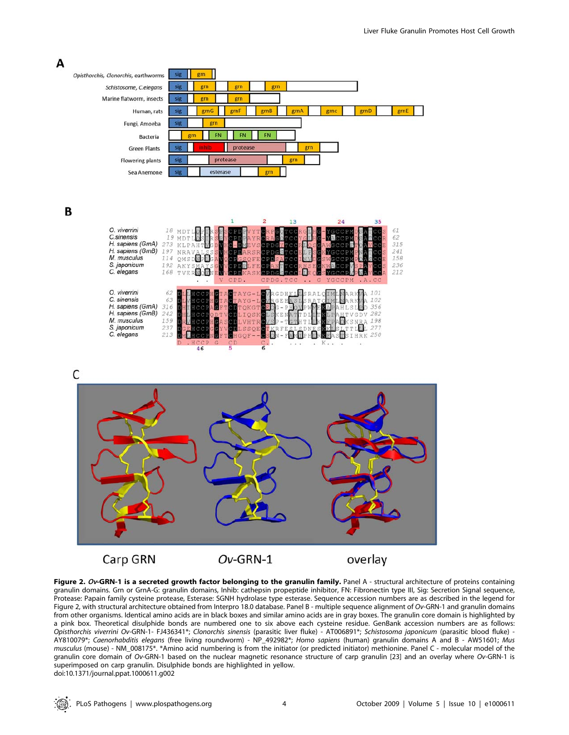**Figure 2. *Ov*-GRN-1 is a secreted growth factor belonging to the granulin family.** Panel A - structural architecture of proteins containing granulin domains. Grn or GrnA-G: granulin domains, Inhib: cathepsin propeptide inhibitor, FN: Fibronectin type III, Sig: Secretion Signal sequence, Protease: Papain family cysteine protease, Esterase: SGNH hydrolase type esterase. Sequence accession numbers are as described in the legend for Figure 2, with structural architecture obtained from Interpro 18.0 database. Panel B - multiple sequence alignment of *Ov*-GRN-1 and granulin domains from other organisms. Identical amino acids are in black boxes and similar amino acids are in gray boxes. The granulin core domain is highlighted by a pink box. Theoretical disulphide bonds are numbered one to six above each cysteine residue. GenBank accession numbers are as follows: *Opisthorchis viverrini Ov*-GRN-1- FJ436341*; *Clonorchis sinensis* (parasitic liver fluke) - AT006891*; *Schistosoma japonicum* (parasitic blood fluke) - AY810079*; *Caenorhabditis elegans* (free living roundworm) - NP_492982*; *Homo sapiens* (human) granulin domains A and B - AW51601; *Mus musculus* (mouse) - NM_008175*. *Amino acid numbering is from the initiator (or predicted initiator) methionine. Panel C - molecular model of the granulin core domain of *Ov*-GRN-1 based on the nuclear magnetic resonance structure of carp granulin [23] and an overlay where *Ov*-GRN-1 is superimposed on carp granulin. Disulphide bonds are highlighted in yellow.
doi:10.1371/journal.ppat.1000611.g002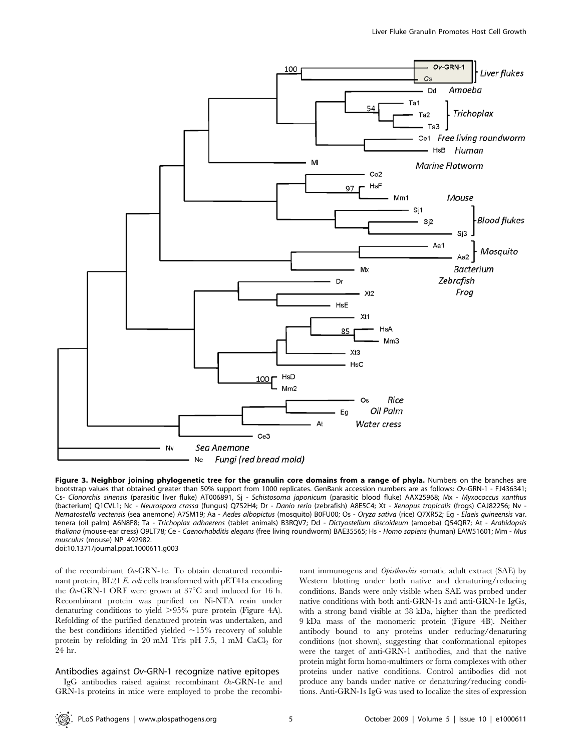**Figure 3. Neighbor joining phylogenetic tree for the granulin core domains from a range of phyla.** Numbers on the branches are bootstrap values that obtained greater than 50% support from 1000 replicates. GenBank accession numbers are as follows: *Ov*-GRN-1 - FJ436341; Cs- *Clonorchis sinensis* (parasitic liver fluke) AT006891, Sj - *Schistosoma japonicum* (parasitic blood fluke) AAX25968; Mx - *Myxococcus xanthus* (bacterium) Q1CVL1; Nc - *Neurospora crassa* (fungus) Q7S2H4; Dr - *Danio rerio* (zebrafish) A8E5C4; Xt - *Xenopus tropicalis* (frogs) CAJ82256; Nv - *Nematostella vectensis* (sea anemone) A7SM19; Aa - *Aedes albopictus* (mosquito) B0FU00; Os - *Oryza sativa* (rice) Q7XR52; Eg - *Elaeis guineensis* var. tenera (oil palm) A6N8F8; Ta - *Trichoplax adhaerens* (tablet animals) B3RQV7; Dd - *Dictyostelium discoideum* (amoeba) Q54QR7; At - *Arabidopsis thaliana* (mouse-ear cress) Q9LT78; Ce - *Caenorhabditis elegans* (free living roundworm) BAE35565; Hs - *Homo sapiens* (human) EAW51601; Mm - *Mus musculus* (mouse) NP_492982.
doi:10.1371/journal.ppat.1000611.g003

of the recombinant *Ov*-GRN-1e. To obtain denatured recombinant protein, BL21 *E. coli* cells transformed with pET41a encoding the *Ov*-GRN-1 ORF were grown at 37°C and induced for 16 h. Recombinant protein was purified on Ni-NTA resin under denaturing conditions to yield >95% pure protein (Figure 4A). Refolding of the purified denatured protein was undertaken, and the best conditions identified yielded ~15% recovery of soluble protein by refolding in 20 mM Tris pH 7.5, 1 mM $CaCl_2$ for 24 hr.

## Antibodies against *Ov*-GRN-1 recognize native epitopes

IgG antibodies raised against recombinant *Ov*-GRN-1e and GRN-1s proteins in mice were employed to probe the recombinant immunogens and *Opisthorchis* somatic adult extract (SAE) by Western blotting under both native and denaturing/reducing conditions. Bands were only visible when SAE was probed under native conditions with both anti-GRN-1s and anti-GRN-1e IgGs, with a strong band visible at 38 kDa, higher than the predicted 9 kDa mass of the monomeric protein (Figure 4B). Neither antibody bound to any proteins under reducing/denaturing conditions (not shown), suggesting that conformational epitopes were the target of anti-GRN-1 antibodies, and that the native protein might form homo-multimers or form complexes with other proteins under native conditions. Control antibodies did not produce any bands under native or denaturing/reducing conditions. Anti-GRN-1s IgG was used to localize the sites of expression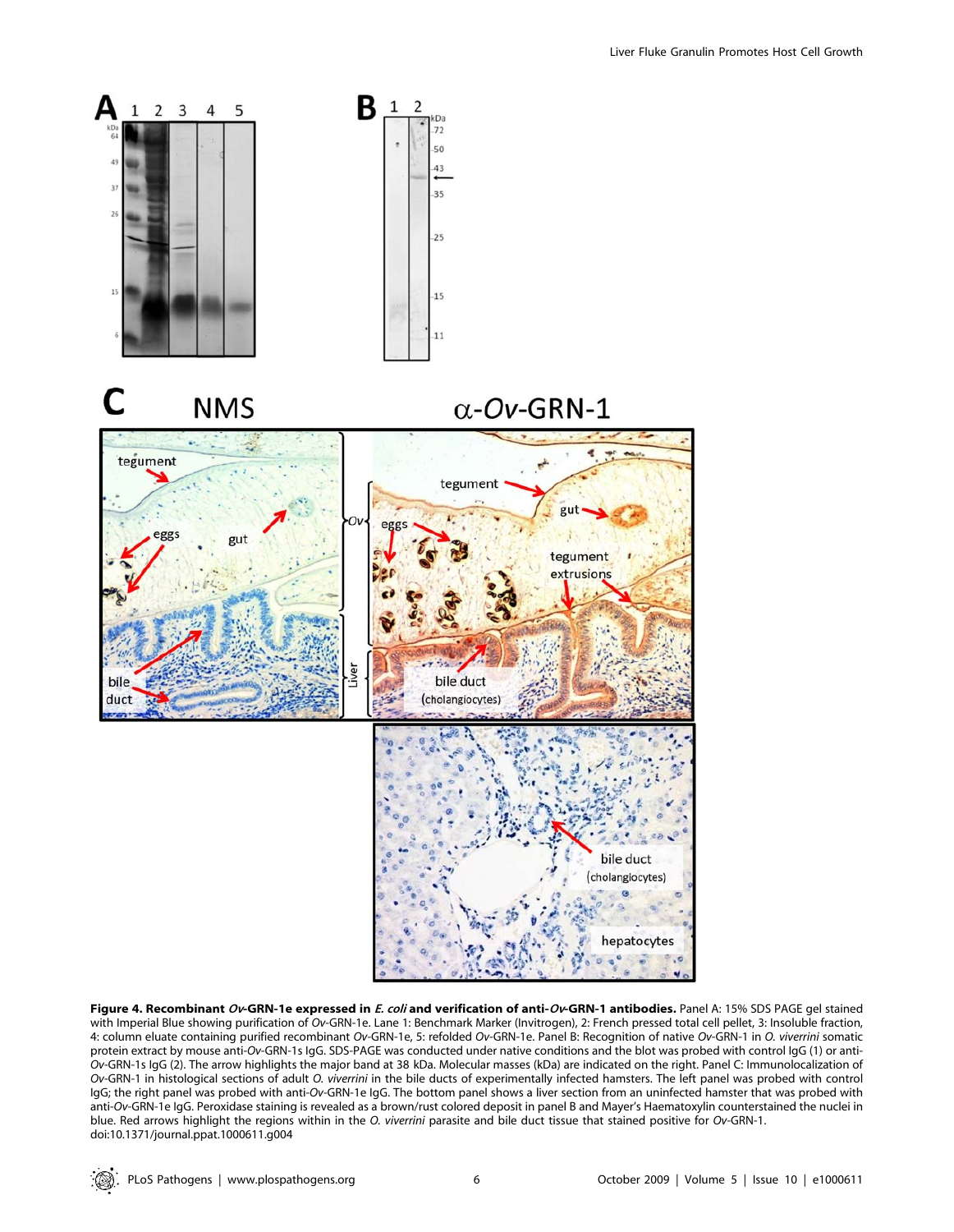**Figure 4. Recombinant *Ov*-GRN-1e expressed in *E. coli* and verification of anti-*Ov*-GRN-1 antibodies.** Panel A: 15% SDS PAGE gel stained with Imperial Blue showing purification of *Ov*-GRN-1e. Lane 1: Benchmark Marker (Invitrogen), 2: French pressed total cell pellet, 3: Insoluble fraction, 4: column eluate containing purified recombinant *Ov*-GRN-1e, 5: refolded *Ov*-GRN-1e. Panel B: Recognition of native *Ov*-GRN-1 in *O. viverrini* somatic protein extract by mouse anti-*Ov*-GRN-1s IgG. SDS-PAGE was conducted under native conditions and the blot was probed with control IgG (1) or anti-*Ov*-GRN-1s IgG (2). The arrow highlights the major band at 38 kDa. Molecular masses (kDa) are indicated on the right. Panel C: Immunolocalization of *Ov*-GRN-1 in histological sections of adult *O. viverrini* in the bile ducts of experimentally infected hamsters. The left panel was probed with control IgG; the right panel was probed with anti-*Ov*-GRN-1e IgG. The bottom panel shows a liver section from an uninfected hamster that was probed with anti-*Ov*-GRN-1e IgG. Peroxidase staining is revealed as a brown/rust colored deposit in panel B and Mayer's Haematoxylin counterstained the nuclei in blue. Red arrows highlight the regions within in the *O. viverrini* parasite and bile duct tissue that stained positive for *Ov*-GRN-1.
doi:10.1371/journal.ppat.1000611.g004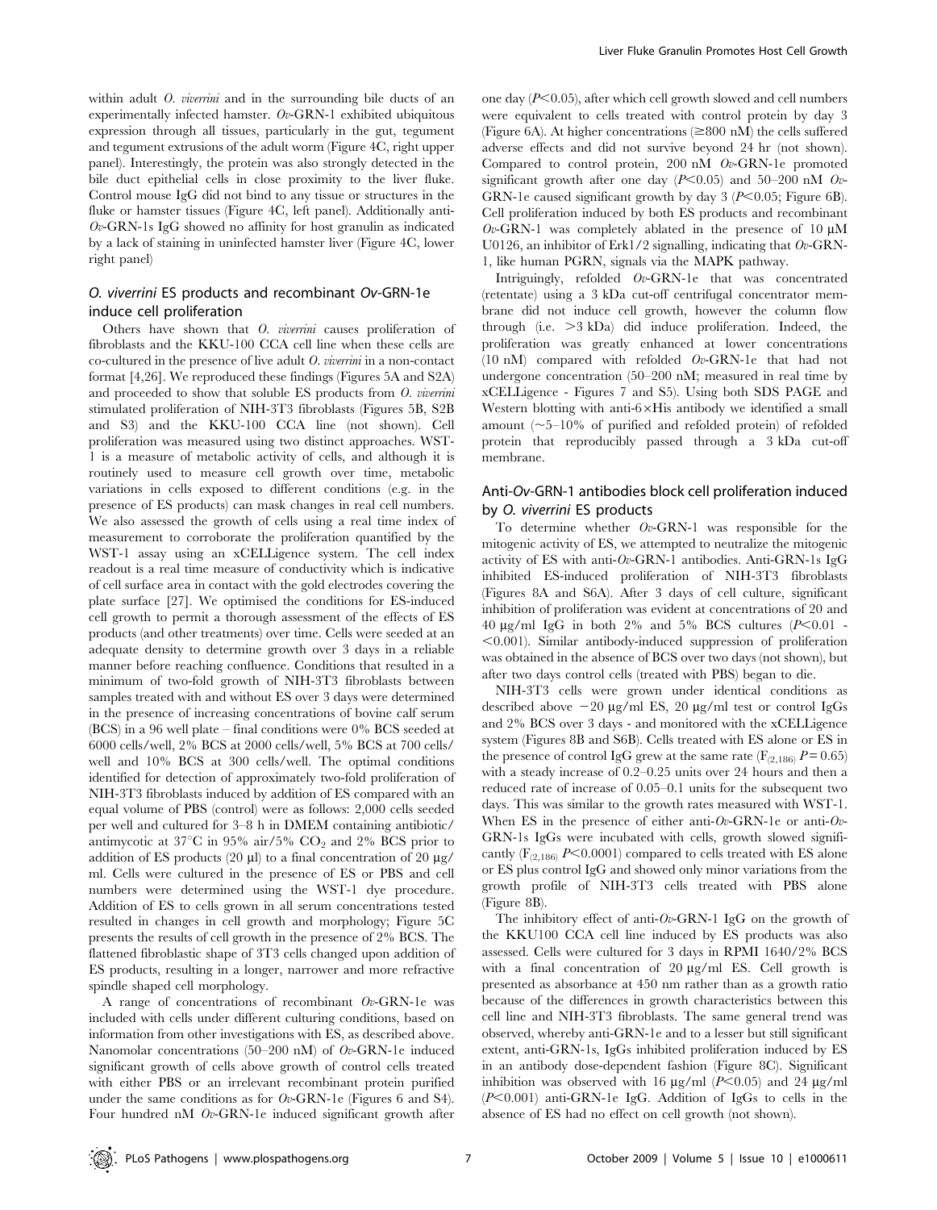within adult *O. viverrini* and in the surrounding bile ducts of an experimentally infected hamster. *Ov*-GRN-1 exhibited ubiquitous expression through all tissues, particularly in the gut, tegument and tegument extrusions of the adult worm (Figure 4C, right upper panel). Interestingly, the protein was also strongly detected in the bile duct epithelial cells in close proximity to the liver fluke. Control mouse IgG did not bind to any tissue or structures in the fluke or hamster tissues (Figure 4C, left panel). Additionally anti-*Ov*-GRN-1s IgG showed no affinity for host granulin as indicated by a lack of staining in uninfected hamster liver (Figure 4C, lower right panel)

## *O. viverrini* ES products and recombinant *Ov*-GRN-1e induce cell proliferation

Others have shown that *O. viverrini* causes proliferation of fibroblasts and the KKU-100 CCA cell line when these cells are co-cultured in the presence of live adult *O. viverrini* in a non-contact format [4,26]. We reproduced these findings (Figures 5A and S2A) and proceeded to show that soluble ES products from *O. viverrini* stimulated proliferation of NIH-3T3 fibroblasts (Figures 5B, S2B and S3) and the KKU-100 CCA line (not shown). Cell proliferation was measured using two distinct approaches. WST-1 is a measure of metabolic activity of cells, and although it is routinely used to measure cell growth over time, metabolic variations in cells exposed to different conditions (e.g. in the presence of ES products) can mask changes in real cell numbers. We also assessed the growth of cells using a real time index of measurement to corroborate the proliferation quantified by the WST-1 assay using an xCELLigence system. The cell index readout is a real time measure of conductivity which is indicative of cell surface area in contact with the gold electrodes covering the plate surface [27]. We optimised the conditions for ES-induced cell growth to permit a thorough assessment of the effects of ES products (and other treatments) over time. Cells were seeded at an adequate density to determine growth over 3 days in a reliable manner before reaching confluence. Conditions that resulted in a minimum of two-fold growth of NIH-3T3 fibroblasts between samples treated with and without ES over 3 days were determined in the presence of increasing concentrations of bovine calf serum (BCS) in a 96 well plate – final conditions were 0% BCS seeded at 6000 cells/well, 2% BCS at 2000 cells/well, 5% BCS at 700 cells/well and 10% BCS at 300 cells/well. The optimal conditions identified for detection of approximately two-fold proliferation of NIH-3T3 fibroblasts induced by addition of ES compared with an equal volume of PBS (control) were as follows: 2,000 cells seeded per well and cultured for 3–8 h in DMEM containing antibiotic/antimycotic at 37°C in 95% air/5% $CO_2$ and 2% BCS prior to addition of ES products (20 µl) to a final concentration of 20 µg/ml. Cells were cultured in the presence of ES or PBS and cell numbers were determined using the WST-1 dye procedure. Addition of ES to cells grown in all serum concentrations tested resulted in changes in cell growth and morphology; Figure 5C presents the results of cell growth in the presence of 2% BCS. The flattened fibroblastic shape of 3T3 cells changed upon addition of ES products, resulting in a longer, narrower and more refractive spindle shaped cell morphology.

A range of concentrations of recombinant *Ov*-GRN-1e was included with cells under different culturing conditions, based on information from other investigations with ES, as described above. Nanomolar concentrations (50–200 nM) of *Ov*-GRN-1e induced significant growth of cells above growth of control cells treated with either PBS or an irrelevant recombinant protein purified under the same conditions as for *Ov*-GRN-1e (Figures 6 and S4). Four hundred nM *Ov*-GRN-1e induced significant growth after one day ($P<0.05$), after which cell growth slowed and cell numbers were equivalent to cells treated with control protein by day 3 (Figure 6A). At higher concentrations (≥800 nM) the cells suffered adverse effects and did not survive beyond 24 hr (not shown). Compared to control protein, 200 nM *Ov*-GRN-1e promoted significant growth after one day ($P<0.05$) and 50–200 nM *Ov*-GRN-1e caused significant growth by day 3 ($P<0.05$; Figure 6B). Cell proliferation induced by both ES products and recombinant *Ov*-GRN-1 was completely ablated in the presence of 10 µM U0126, an inhibitor of Erk1/2 signalling, indicating that *Ov*-GRN-1, like human PGRN, signals via the MAPK pathway.

Intriguingly, refolded *Ov*-GRN-1e that was concentrated (retentate) using a 3 kDa cut-off centrifugal concentrator membrane did not induce cell growth, however the column flow through (i.e. >3 kDa) did induce proliferation. Indeed, the proliferation was greatly enhanced at lower concentrations (10 nM) compared with refolded *Ov*-GRN-1e that had not undergone concentration (50–200 nM; measured in real time by xCELLigence - Figures 7 and S5). Using both SDS PAGE and Western blotting with anti-6×His antibody we identified a small amount (~5–10% of purified and refolded protein) of refolded protein that reproducibly passed through a 3 kDa cut-off membrane.

## Anti-*Ov*-GRN-1 antibodies block cell proliferation induced by *O. viverrini* ES products

To determine whether *Ov*-GRN-1 was responsible for the mitogenic activity of ES, we attempted to neutralize the mitogenic activity of ES with anti-*Ov*-GRN-1 antibodies. Anti-GRN-1s IgG inhibited ES-induced proliferation of NIH-3T3 fibroblasts (Figures 8A and S6A). After 3 days of cell culture, significant inhibition of proliferation was evident at concentrations of 20 and 40 µg/ml IgG in both 2% and 5% BCS cultures ($P<0.01$ - $<0.001$). Similar antibody-induced suppression of proliferation was obtained in the absence of BCS over two days (not shown), but after two days control cells (treated with PBS) began to die.

NIH-3T3 cells were grown under identical conditions as described above −20 µg/ml ES, 20 µg/ml test or control IgGs and 2% BCS over 3 days - and monitored with the xCELLigence system (Figures 8B and S6B). Cells treated with ES alone or ES in the presence of control IgG grew at the same rate ($F_{(2,186)}$ $P=0.65$) with a steady increase of 0.2–0.25 units over 24 hours and then a reduced rate of increase of 0.05–0.1 units for the subsequent two days. This was similar to the growth rates measured with WST-1. When ES in the presence of either anti-*Ov*-GRN-1e or anti-*Ov*-GRN-1s IgGs were incubated with cells, growth slowed significantly ($F_{(2,186)}$ $P<0.0001$) compared to cells treated with ES alone or ES plus control IgG and showed only minor variations from the growth profile of NIH-3T3 cells treated with PBS alone (Figure 8B).

The inhibitory effect of anti-*Ov*-GRN-1 IgG on the growth of the KKU100 CCA cell line induced by ES products was also assessed. Cells were cultured for 3 days in RPMI 1640/2% BCS with a final concentration of 20 µg/ml ES. Cell growth is presented as absorbance at 450 nm rather than as a growth ratio because of the differences in growth characteristics between this cell line and NIH-3T3 fibroblasts. The same general trend was observed, whereby anti-GRN-1e and to a lesser but still significant extent, anti-GRN-1s, IgGs inhibited proliferation induced by ES in an antibody dose-dependent fashion (Figure 8C). Significant inhibition was observed with 16 µg/ml ($P<0.05$) and 24 µg/ml ($P<0.001$) anti-GRN-1e IgG. Addition of IgGs to cells in the absence of ES had no effect on cell growth (not shown).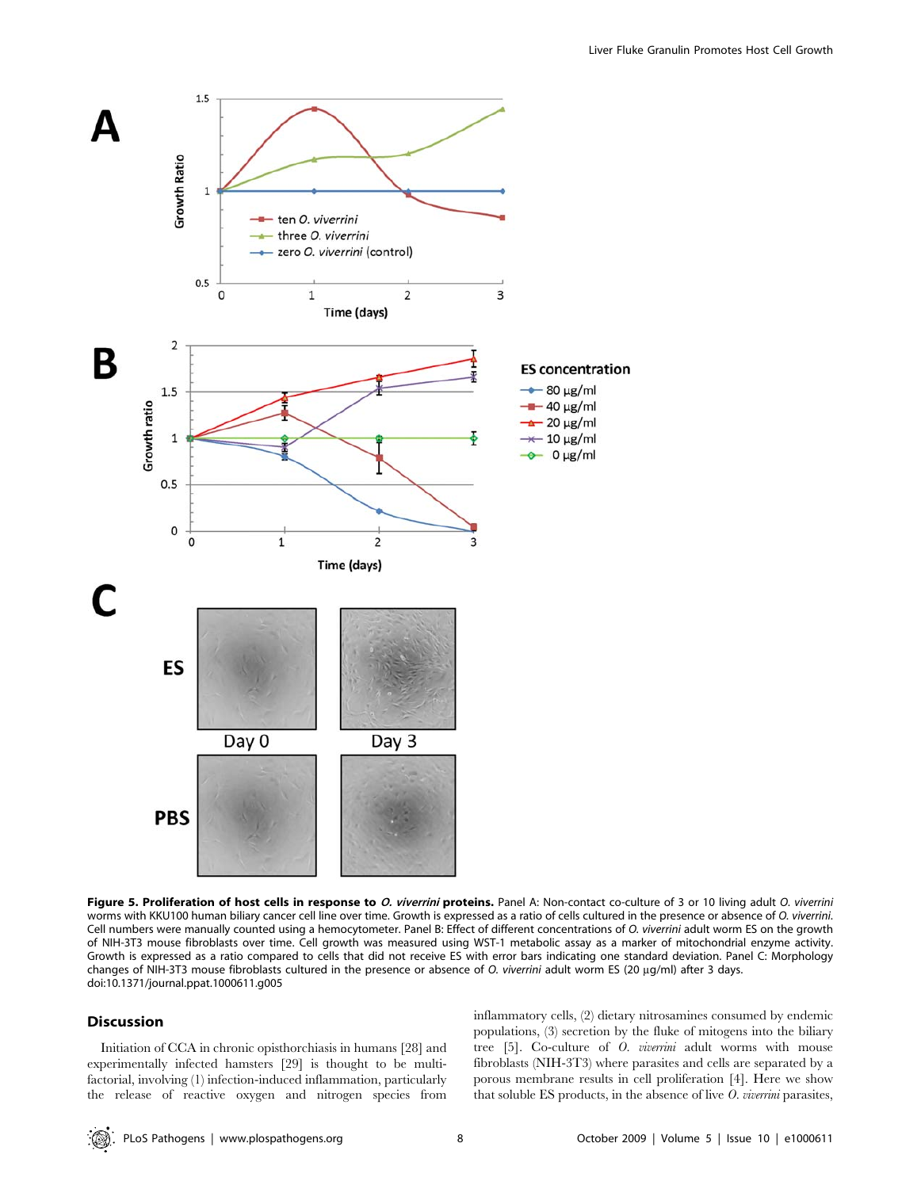**Figure 5. Proliferation of host cells in response to *O. viverrini* proteins.** Panel A: Non-contact co-culture of 3 or 10 living adult *O. viverrini* worms with KKU100 human biliary cancer cell line over time. Growth is expressed as a ratio of cells cultured in the presence or absence of *O. viverrini*. Cell numbers were manually counted using a hemocytometer. Panel B: Effect of different concentrations of *O. viverrini* adult worm ES on the growth of NIH-3T3 mouse fibroblasts over time. Cell growth was measured using WST-1 metabolic assay as a marker of mitochondrial enzyme activity. Growth is expressed as a ratio compared to cells that did not receive ES with error bars indicating one standard deviation. Panel C: Morphology changes of NIH-3T3 mouse fibroblasts cultured in the presence or absence of *O. viverrini* adult worm ES (20 µg/ml) after 3 days.
doi:10.1371/journal.ppat.1000611.g005

## Discussion

Initiation of CCA in chronic opisthorchiasis in humans [28] and experimentally infected hamsters [29] is thought to be multifactorial, involving (1) infection-induced inflammation, particularly the release of reactive oxygen and nitrogen species from inflammatory cells, (2) dietary nitrosamines consumed by endemic populations, (3) secretion by the fluke of mitogens into the biliary tree [5]. Co-culture of *O. viverrini* adult worms with mouse fibroblasts (NIH-3T3) where parasites and cells are separated by a porous membrane results in cell proliferation [4]. Here we show that soluble ES products, in the absence of live *O. viverrini* parasites,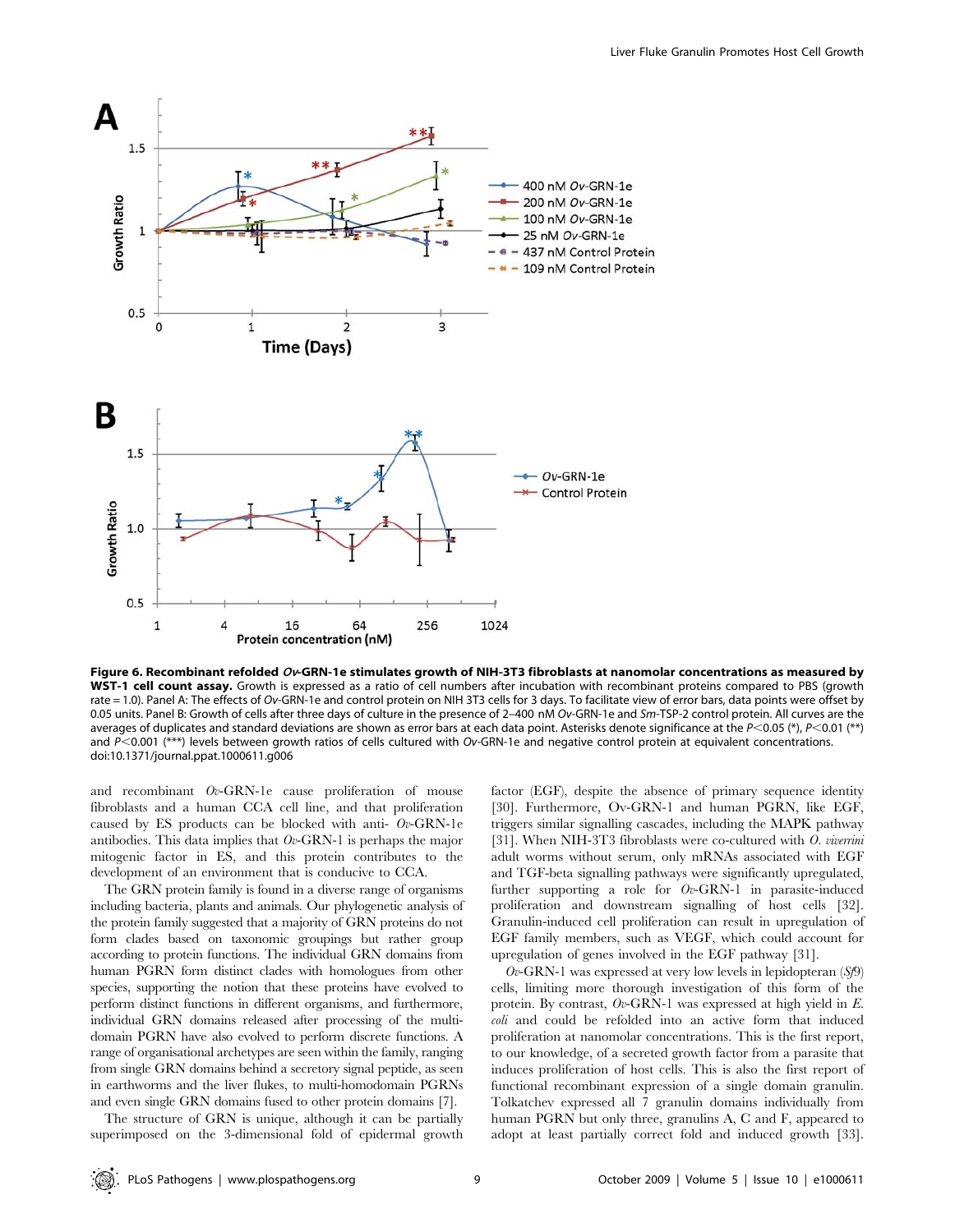**Figure 6. Recombinant refolded *Ov*-GRN-1e stimulates growth of NIH-3T3 fibroblasts at nanomolar concentrations as measured by WST-1 cell count assay.** Growth is expressed as a ratio of cell numbers after incubation with recombinant proteins compared to PBS (growth rate = 1.0). Panel A: The effects of *Ov*-GRN-1e and control protein on NIH 3T3 cells for 3 days. To facilitate view of error bars, data points were offset by 0.05 units. Panel B: Growth of cells after three days of culture in the presence of 2–400 nM *Ov*-GRN-1e and *Sm*-TSP-2 control protein. All curves are the averages of duplicates and standard deviations are shown as error bars at each data point. Asterisks denote significance at the $P<0.05$ (*), $P<0.01$ (**) and $P<0.001$ (***) levels between growth ratios of cells cultured with *Ov*-GRN-1e and negative control protein at equivalent concentrations.
doi:10.1371/journal.ppat.1000611.g006

and recombinant *Ov*-GRN-1e cause proliferation of mouse fibroblasts and a human CCA cell line, and that proliferation caused by ES products can be blocked with anti- *Ov*-GRN-1e antibodies. This data implies that *Ov*-GRN-1 is perhaps the major mitogenic factor in ES, and this protein contributes to the development of an environment that is conducive to CCA.

The GRN protein family is found in a diverse range of organisms including bacteria, plants and animals. Our phylogenetic analysis of the protein family suggested that a majority of GRN proteins do not form clades based on taxonomic groupings but rather group according to protein functions. The individual GRN domains from human PGRN form distinct clades with homologues from other species, supporting the notion that these proteins have evolved to perform distinct functions in different organisms, and furthermore, individual GRN domains released after processing of the multi-domain PGRN have also evolved to perform discrete functions. A range of organisational archetypes are seen within the family, ranging from single GRN domains behind a secretory signal peptide, as seen in earthworms and the liver flukes, to multi-homodomain PGRNs and even single GRN domains fused to other protein domains [7].

The structure of GRN is unique, although it can be partially superimposed on the 3-dimensional fold of epidermal growth factor (EGF), despite the absence of primary sequence identity [30]. Furthermore, Ov-GRN-1 and human PGRN, like EGF, triggers similar signalling cascades, including the MAPK pathway [31]. When NIH-3T3 fibroblasts were co-cultured with *O. viverrini* adult worms without serum, only mRNAs associated with EGF and TGF-beta signalling pathways were significantly upregulated, further supporting a role for *Ov*-GRN-1 in parasite-induced proliferation and downstream signalling of host cells [32]. Granulin-induced cell proliferation can result in upregulation of EGF family members, such as VEGF, which could account for upregulation of genes involved in the EGF pathway [31].

*Ov*-GRN-1 was expressed at very low levels in lepidopteran (*Sf*9) cells, limiting more thorough investigation of this form of the protein. By contrast, *Ov*-GRN-1 was expressed at high yield in *E. coli* and could be refolded into an active form that induced proliferation at nanomolar concentrations. This is the first report, to our knowledge, of a secreted growth factor from a parasite that induces proliferation of host cells. This is also the first report of functional recombinant expression of a single domain granulin. Tolkatchev expressed all 7 granulin domains individually from human PGRN but only three, granulins A, C and F, appeared to adopt at least partially correct fold and induced growth [33].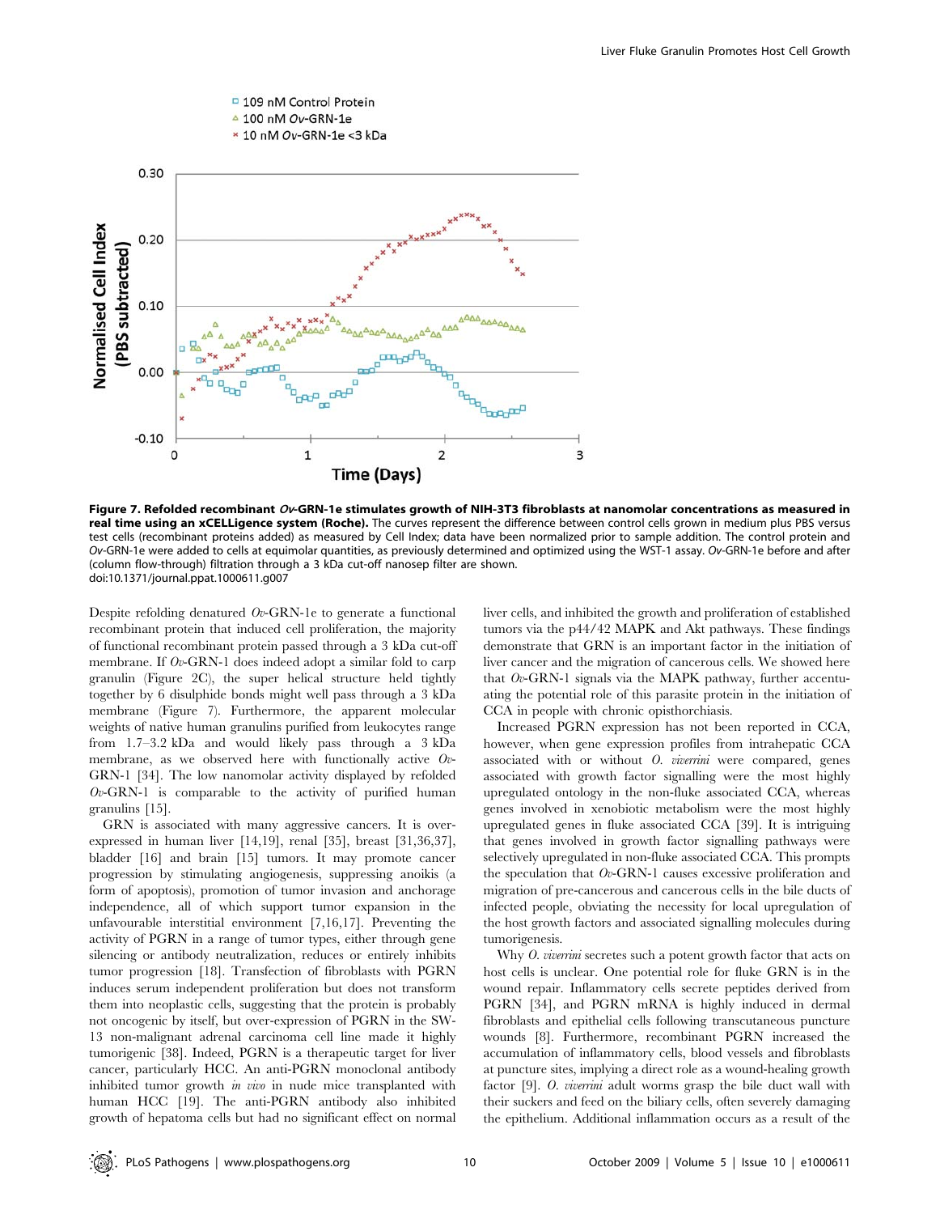**Figure 7. Refolded recombinant *Ov*-GRN-1e stimulates growth of NIH-3T3 fibroblasts at nanomolar concentrations as measured in real time using an xCELLigence system (Roche).** The curves represent the difference between control cells grown in medium plus PBS versus test cells (recombinant proteins added) as measured by Cell Index; data have been normalized prior to sample addition. The control protein and *Ov*-GRN-1e were added to cells at equimolar quantities, as previously determined and optimized using the WST-1 assay. *Ov*-GRN-1e before and after (column flow-through) filtration through a 3 kDa cut-off nanosep filter are shown.
doi:10.1371/journal.ppat.1000611.g007

Despite refolding denatured *Ov*-GRN-1e to generate a functional recombinant protein that induced cell proliferation, the majority of functional recombinant protein passed through a 3 kDa cut-off membrane. If *Ov*-GRN-1 does indeed adopt a similar fold to carp granulin (Figure 2C), the super helical structure held tightly together by 6 disulphide bonds might well pass through a 3 kDa membrane (Figure 7). Furthermore, the apparent molecular weights of native human granulins purified from leukocytes range from 1.7–3.2 kDa and would likely pass through a 3 kDa membrane, as we observed here with functionally active *Ov*-GRN-1 [34]. The low nanomolar activity displayed by refolded *Ov*-GRN-1 is comparable to the activity of purified human granulins [15].

GRN is associated with many aggressive cancers. It is over-expressed in human liver [14,19], renal [35], breast [31,36,37], bladder [16] and brain [15] tumors. It may promote cancer progression by stimulating angiogenesis, suppressing anoikis (a form of apoptosis), promotion of tumor invasion and anchorage independence, all of which support tumor expansion in the unfavourable interstitial environment [7,16,17]. Preventing the activity of PGRN in a range of tumor types, either through gene silencing or antibody neutralization, reduces or entirely inhibits tumor progression [18]. Transfection of fibroblasts with PGRN induces serum independent proliferation but does not transform them into neoplastic cells, suggesting that the protein is probably not oncogenic by itself, but over-expression of PGRN in the SW-13 non-malignant adrenal carcinoma cell line made it highly tumorigenic [38]. Indeed, PGRN is a therapeutic target for liver cancer, particularly HCC. An anti-PGRN monoclonal antibody inhibited tumor growth *in vivo* in nude mice transplanted with human HCC [19]. The anti-PGRN antibody also inhibited growth of hepatoma cells but had no significant effect on normal liver cells, and inhibited the growth and proliferation of established tumors via the p44/42 MAPK and Akt pathways. These findings demonstrate that GRN is an important factor in the initiation of liver cancer and the migration of cancerous cells. We showed here that *Ov*-GRN-1 signals via the MAPK pathway, further accentuating the potential role of this parasite protein in the initiation of CCA in people with chronic opisthorchiasis.

Increased PGRN expression has not been reported in CCA, however, when gene expression profiles from intrahepatic CCA associated with or without *O. viverrini* were compared, genes associated with growth factor signalling were the most highly upregulated ontology in the non-fluke associated CCA, whereas genes involved in xenobiotic metabolism were the most highly upregulated genes in fluke associated CCA [39]. It is intriguing that genes involved in growth factor signalling pathways were selectively upregulated in non-fluke associated CCA. This prompts the speculation that *Ov*-GRN-1 causes excessive proliferation and migration of pre-cancerous and cancerous cells in the bile ducts of infected people, obviating the necessity for local upregulation of the host growth factors and associated signalling molecules during tumorigenesis.

Why *O. viverrini* secretes such a potent growth factor that acts on host cells is unclear. One potential role for fluke GRN is in the wound repair. Inflammatory cells secrete peptides derived from PGRN [34], and PGRN mRNA is highly induced in dermal fibroblasts and epithelial cells following transcutaneous puncture wounds [8]. Furthermore, recombinant PGRN increased the accumulation of inflammatory cells, blood vessels and fibroblasts at puncture sites, implying a direct role as a wound-healing growth factor [9]. *O. viverrini* adult worms grasp the bile duct wall with their suckers and feed on the biliary cells, often severely damaging the epithelium. Additional inflammation occurs as a result of the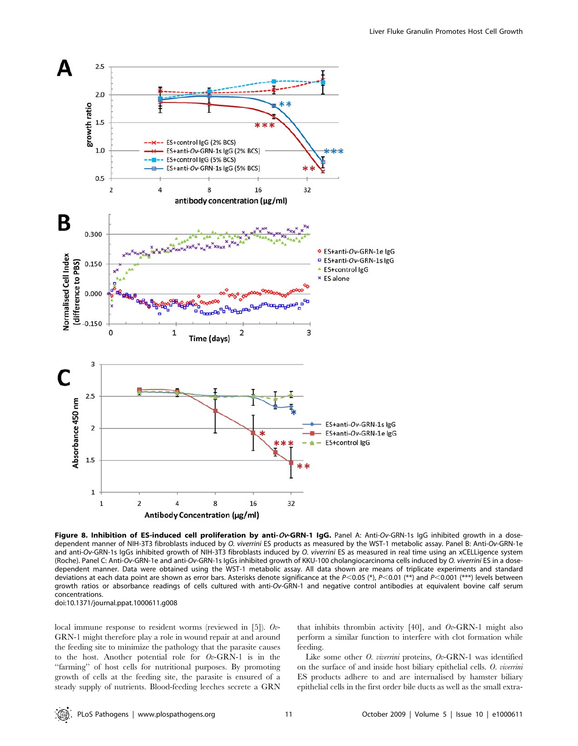**Figure 8. Inhibition of ES-induced cell proliferation by anti-*Ov*-GRN-1 IgG.** Panel A: Anti-*Ov*-GRN-1s IgG inhibited growth in a dose-dependent manner of NIH-3T3 fibroblasts induced by *O. viverrini* ES products as measured by the WST-1 metabolic assay. Panel B: Anti-*Ov*-GRN-1e and anti-*Ov*-GRN-1s IgGs inhibited growth of NIH-3T3 fibroblasts induced by *O. viverrini* ES as measured in real time using an xCELLigence system (Roche). Panel C: Anti-*Ov*-GRN-1e and anti-*Ov*-GRN-1s IgGs inhibited growth of KKU-100 cholangiocarcinoma cells induced by *O. viverrini* ES in a dose-dependent manner. Data were obtained using the WST-1 metabolic assay. All data shown are means of triplicate experiments and standard deviations at each data point are shown as error bars. Asterisks denote significance at the $P<0.05$ (*), $P<0.01$ (**) and $P<0.001$ (***) levels between growth ratios or absorbance readings of cells cultured with anti-*Ov*-GRN-1 and negative control antibodies at equivalent bovine calf serum concentrations.
doi:10.1371/journal.ppat.1000611.g008

local immune response to resident worms (reviewed in [5]). *Ov*-GRN-1 might therefore play a role in wound repair at and around the feeding site to minimize the pathology that the parasite causes to the host. Another potential role for *Ov*-GRN-1 is in the "farming" of host cells for nutritional purposes. By promoting growth of cells at the feeding site, the parasite is ensured of a steady supply of nutrients. Blood-feeding leeches secrete a GRN that inhibits thrombin activity [40], and *Ov*-GRN-1 might also perform a similar function to interfere with clot formation while feeding.

Like some other *O. viverrini* proteins, *Ov*-GRN-1 was identified on the surface of and inside host biliary epithelial cells. *O. viverrini* ES products adhere to and are internalised by hamster biliary epithelial cells in the first order bile ducts as well as the small extra-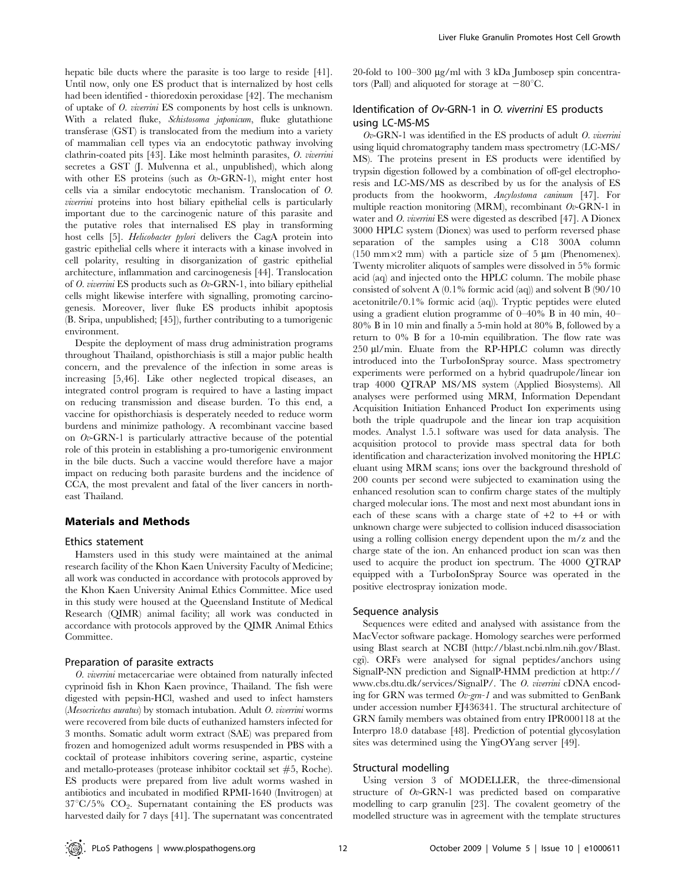hepatic bile ducts where the parasite is too large to reside [41]. Until now, only one ES product that is internalized by host cells had been identified - thioredoxin peroxidase [42]. The mechanism of uptake of *O. viverrini* ES components by host cells is unknown. With a related fluke, *Schistosoma japonicum*, fluke glutathione transferase (GST) is translocated from the medium into a variety of mammalian cell types via an endocytotic pathway involving clathrin-coated pits [43]. Like most helminth parasites, *O. viverrini* secretes a GST (J. Mulvenna et al., unpublished), which along with other ES proteins (such as *Ov*-GRN-1), might enter host cells via a similar endocytotic mechanism. Translocation of *O. viverrini* proteins into host biliary epithelial cells is particularly important due to the carcinogenic nature of this parasite and the putative roles that internalised ES play in transforming host cells [5]. *Helicobacter pylori* delivers the CagA protein into gastric epithelial cells where it interacts with a kinase involved in cell polarity, resulting in disorganization of gastric epithelial architecture, inflammation and carcinogenesis [44]. Translocation of *O. viverrini* ES products such as *Ov*-GRN-1, into biliary epithelial cells might likewise interfere with signalling, promoting carcinogenesis. Moreover, liver fluke ES products inhibit apoptosis (B. Sripa, unpublished; [45]), further contributing to a tumorigenic environment.

Despite the deployment of mass drug administration programs throughout Thailand, opisthorchiasis is still a major public health concern, and the prevalence of the infection in some areas is increasing [5,46]. Like other neglected tropical diseases, an integrated control program is required to have a lasting impact on reducing transmission and disease burden. To this end, a vaccine for opisthorchiasis is desperately needed to reduce worm burdens and minimize pathology. A recombinant vaccine based on *Ov*-GRN-1 is particularly attractive because of the potential role of this protein in establishing a pro-tumorigenic environment in the bile ducts. Such a vaccine would therefore have a major impact on reducing both parasite burdens and the incidence of CCA, the most prevalent and fatal of the liver cancers in northeast Thailand.

## Materials and Methods

### Ethics statement

Hamsters used in this study were maintained at the animal research facility of the Khon Kaen University Faculty of Medicine; all work was conducted in accordance with protocols approved by the Khon Kaen University Animal Ethics Committee. Mice used in this study were housed at the Queensland Institute of Medical Research (QIMR) animal facility; all work was conducted in accordance with protocols approved by the QIMR Animal Ethics Committee.

### Preparation of parasite extracts

*O. viverrini* metacercariae were obtained from naturally infected cyprinoid fish in Khon Kaen province, Thailand. The fish were digested with pepsin-HCl, washed and used to infect hamsters (*Mesocricetus auratus*) by stomach intubation. Adult *O. viverrini* worms were recovered from bile ducts of euthanized hamsters infected for 3 months. Somatic adult worm extract (SAE) was prepared from frozen and homogenized adult worms resuspended in PBS with a cocktail of protease inhibitors covering serine, aspartic, cysteine and metallo-proteases (protease inhibitor cocktail set #5, Roche). ES products were prepared from live adult worms washed in antibiotics and incubated in modified RPMI-1640 (Invitrogen) at 37°C/5% $CO_2$. Supernatant containing the ES products was harvested daily for 7 days [41]. The supernatant was concentrated 20-fold to 100–300 µg/ml with 3 kDa Jumbosep spin concentrators (Pall) and aliquoted for storage at −80°C.

### Identification of *Ov*-GRN-1 in *O. viverrini* ES products using LC-MS-MS

*Ov*-GRN-1 was identified in the ES products of adult *O. viverrini* using liquid chromatography tandem mass spectrometry (LC-MS/MS). The proteins present in ES products were identified by trypsin digestion followed by a combination of off-gel electrophoresis and LC-MS/MS as described by us for the analysis of ES products from the hookworm, *Ancylostoma caninum* [47]. For multiple reaction monitoring (MRM), recombinant *Ov*-GRN-1 in water and *O. viverrini* ES were digested as described [47]. A Dionex 3000 HPLC system (Dionex) was used to perform reversed phase separation of the samples using a C18 300A column (150 mm×2 mm) with a particle size of 5 µm (Phenomenex). Twenty microliter aliquots of samples were dissolved in 5% formic acid (aq) and injected onto the HPLC column. The mobile phase consisted of solvent A (0.1% formic acid (aq)) and solvent B (90/10 acetonitrile/0.1% formic acid (aq)). Tryptic peptides were eluted using a gradient elution programme of 0–40% B in 40 min, 40–80% B in 10 min and finally a 5-min hold at 80% B, followed by a return to 0% B for a 10-min equilibration. The flow rate was 250 µl/min. Eluate from the RP-HPLC column was directly introduced into the TurboIonSpray source. Mass spectrometry experiments were performed on a hybrid quadrupole/linear ion trap 4000 QTRAP MS/MS system (Applied Biosystems). All analyses were performed using MRM, Information Dependant Acquisition Initiation Enhanced Product Ion experiments using both the triple quadrupole and the linear ion trap acquisition modes. Analyst 1.5.1 software was used for data analysis. The acquisition protocol to provide mass spectral data for both identification and characterization involved monitoring the HPLC eluant using MRM scans; ions over the background threshold of 200 counts per second were subjected to examination using the enhanced resolution scan to confirm charge states of the multiply charged molecular ions. The most and next most abundant ions in each of these scans with a charge state of +2 to +4 or with unknown charge were subjected to collision induced disassociation using a rolling collision energy dependent upon the m/z and the charge state of the ion. An enhanced product ion scan was then used to acquire the product ion spectrum. The 4000 QTRAP equipped with a TurboIonSpray Source was operated in the positive electrospray ionization mode.

### Sequence analysis

Sequences were edited and analysed with assistance from the MacVector software package. Homology searches were performed using Blast search at NCBI (http://blast.ncbi.nlm.nih.gov/Blast.cgi). ORFs were analysed for signal peptides/anchors using SignalP-NN prediction and SignalP-HMM prediction at http://www.cbs.dtu.dk/services/SignalP/. The *O. viverrini* cDNA encoding for GRN was termed *Ov-grn-1* and was submitted to GenBank under accession number FJ436341. The structural architecture of GRN family members was obtained from entry IPR000118 at the Interpro 18.0 database [48]. Prediction of potential glycosylation sites was determined using the YingOYang server [49].

### Structural modelling

Using version 3 of MODELLER, the three-dimensional structure of *Ov*-GRN-1 was predicted based on comparative modelling to carp granulin [23]. The covalent geometry of the modelled structure was in agreement with the template structures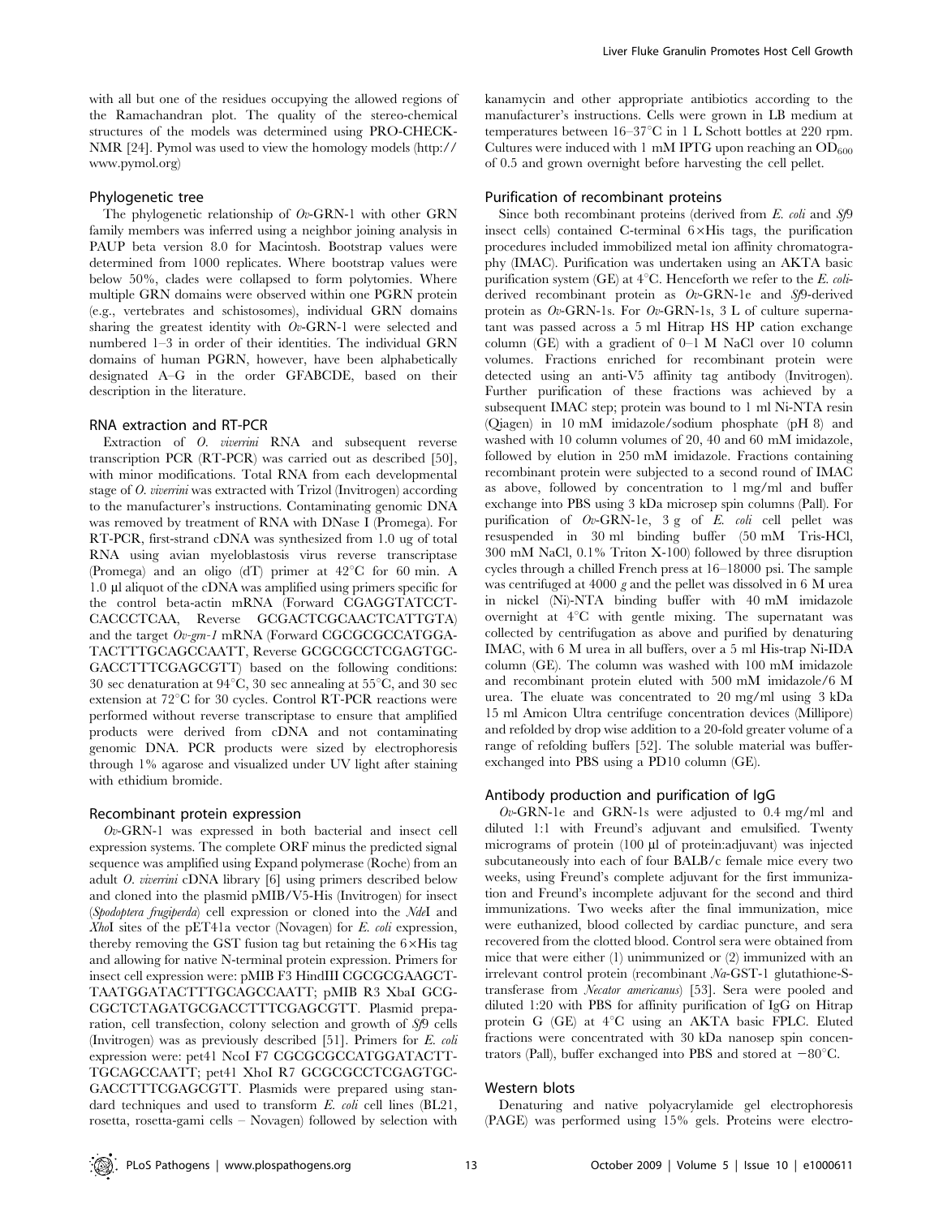with all but one of the residues occupying the allowed regions of the Ramachandran plot. The quality of the stereo-chemical structures of the models was determined using PRO-CHECK-NMR [24]. Pymol was used to view the homology models (http://www.pymol.org)

### Phylogenetic tree

The phylogenetic relationship of *Ov*-GRN-1 with other GRN family members was inferred using a neighbor joining analysis in PAUP beta version 8.0 for Macintosh. Bootstrap values were determined from 1000 replicates. Where bootstrap values were below 50%, clades were collapsed to form polytomies. Where multiple GRN domains were observed within one PGRN protein (e.g., vertebrates and schistosomes), individual GRN domains sharing the greatest identity with *Ov*-GRN-1 were selected and numbered 1–3 in order of their identities. The individual GRN domains of human PGRN, however, have been alphabetically designated A–G in the order GFABCDE, based on their description in the literature.

### RNA extraction and RT-PCR

Extraction of *O. viverrini* RNA and subsequent reverse transcription PCR (RT-PCR) was carried out as described [50], with minor modifications. Total RNA from each developmental stage of *O. viverrini* was extracted with Trizol (Invitrogen) according to the manufacturer's instructions. Contaminating genomic DNA was removed by treatment of RNA with DNase I (Promega). For RT-PCR, first-strand cDNA was synthesized from 1.0 ug of total RNA using avian myeloblastosis virus reverse transcriptase (Promega) and an oligo (dT) primer at 42°C for 60 min. A 1.0 µl aliquot of the cDNA was amplified using primers specific for the control beta-actin mRNA (Forward CGAGGTATCCT-CACCCTCAA, Reverse GCGACTCGCAACTCATTGTA) and the target *Ov-grn-1* mRNA (Forward CGCGCGCCATGGA-TACTTTGCAGCCAATT, Reverse GCGCGCCTCGAGTGC-GACCTTTCGAGCGTT) based on the following conditions: 30 sec denaturation at 94°C, 30 sec annealing at 55°C, and 30 sec extension at 72°C for 30 cycles. Control RT-PCR reactions were performed without reverse transcriptase to ensure that amplified products were derived from cDNA and not contaminating genomic DNA. PCR products were sized by electrophoresis through 1% agarose and visualized under UV light after staining with ethidium bromide.

### Recombinant protein expression

*Ov*-GRN-1 was expressed in both bacterial and insect cell expression systems. The complete ORF minus the predicted signal sequence was amplified using Expand polymerase (Roche) from an adult *O. viverrini* cDNA library [6] using primers described below and cloned into the plasmid pMIB/V5-His (Invitrogen) for insect (*Spodoptera frugiperda*) cell expression or cloned into the *Nde*I and *Xho*I sites of the pET41a vector (Novagen) for *E. coli* expression, thereby removing the GST fusion tag but retaining the 6×His tag and allowing for native N-terminal protein expression. Primers for insect cell expression were: pMIB F3 HindIII CGCGCGAAGCT-TAATGGATACTTTGCAGCCAATT; pMIB R3 XbaI GCG-CGCTCTAGATGCGACCTTTCGAGCGTT. Plasmid preparation, cell transfection, colony selection and growth of *Sf*9 cells (Invitrogen) was as previously described [51]. Primers for *E. coli* expression were: pet41 NcoI F7 CGCGCGCCATGGATACTT-TGCAGCCAATT; pet41 XhoI R7 GCGCGCCTCGAGTGC-GACCTTTCGAGCGTT. Plasmids were prepared using standard techniques and used to transform *E. coli* cell lines (BL21, rosetta, rosetta-gami cells – Novagen) followed by selection with kanamycin and other appropriate antibiotics according to the manufacturer's instructions. Cells were grown in LB medium at temperatures between 16–37°C in 1 L Schott bottles at 220 rpm. Cultures were induced with 1 mM IPTG upon reaching an $OD_{600}$ of 0.5 and grown overnight before harvesting the cell pellet.

### Purification of recombinant proteins

Since both recombinant proteins (derived from *E. coli* and *Sf*9 insect cells) contained C-terminal 6×His tags, the purification procedures included immobilized metal ion affinity chromatography (IMAC). Purification was undertaken using an AKTA basic purification system (GE) at 4°C. Henceforth we refer to the *E. coli*-derived recombinant protein as *Ov*-GRN-1e and *Sf*9-derived protein as *Ov*-GRN-1s. For *Ov*-GRN-1s, 3 L of culture supernatant was passed across a 5 ml Hitrap HS HP cation exchange column (GE) with a gradient of 0–1 M NaCl over 10 column volumes. Fractions enriched for recombinant protein were detected using an anti-V5 affinity tag antibody (Invitrogen). Further purification of these fractions was achieved by a subsequent IMAC step; protein was bound to 1 ml Ni-NTA resin (Qiagen) in 10 mM imidazole/sodium phosphate (pH 8) and washed with 10 column volumes of 20, 40 and 60 mM imidazole, followed by elution in 250 mM imidazole. Fractions containing recombinant protein were subjected to a second round of IMAC as above, followed by concentration to 1 mg/ml and buffer exchange into PBS using 3 kDa microsep spin columns (Pall). For purification of *Ov*-GRN-1e, 3 g of *E. coli* cell pellet was resuspended in 30 ml binding buffer (50 mM Tris-HCl, 300 mM NaCl, 0.1% Triton X-100) followed by three disruption cycles through a chilled French press at 16–18000 psi. The sample was centrifuged at 4000 *g* and the pellet was dissolved in 6 M urea in nickel (Ni)-NTA binding buffer with 40 mM imidazole overnight at 4°C with gentle mixing. The supernatant was collected by centrifugation as above and purified by denaturing IMAC, with 6 M urea in all buffers, over a 5 ml His-trap Ni-IDA column (GE). The column was washed with 100 mM imidazole and recombinant protein eluted with 500 mM imidazole/6 M urea. The eluate was concentrated to 20 mg/ml using 3 kDa 15 ml Amicon Ultra centrifuge concentration devices (Millipore) and refolded by drop wise addition to a 20-fold greater volume of a range of refolding buffers [52]. The soluble material was buffer-exchanged into PBS using a PD10 column (GE).

### Antibody production and purification of IgG

*Ov*-GRN-1e and GRN-1s were adjusted to 0.4 mg/ml and diluted 1:1 with Freund's adjuvant and emulsified. Twenty micrograms of protein (100 µl of protein:adjuvant) was injected subcutaneously into each of four BALB/c female mice every two weeks, using Freund's complete adjuvant for the first immunization and Freund's incomplete adjuvant for the second and third immunizations. Two weeks after the final immunization, mice were euthanized, blood collected by cardiac puncture, and sera recovered from the clotted blood. Control sera were obtained from mice that were either (1) unimmunized or (2) immunized with an irrelevant control protein (recombinant *Na*-GST-1 glutathione-S-transferase from *Necator americanus*) [53]. Sera were pooled and diluted 1:20 with PBS for affinity purification of IgG on Hitrap protein G (GE) at 4°C using an AKTA basic FPLC. Eluted fractions were concentrated with 30 kDa nanosep spin concentrators (Pall), buffer exchanged into PBS and stored at −80°C.

### Western blots

Denaturing and native polyacrylamide gel electrophoresis (PAGE) was performed using 15% gels. Proteins were electro-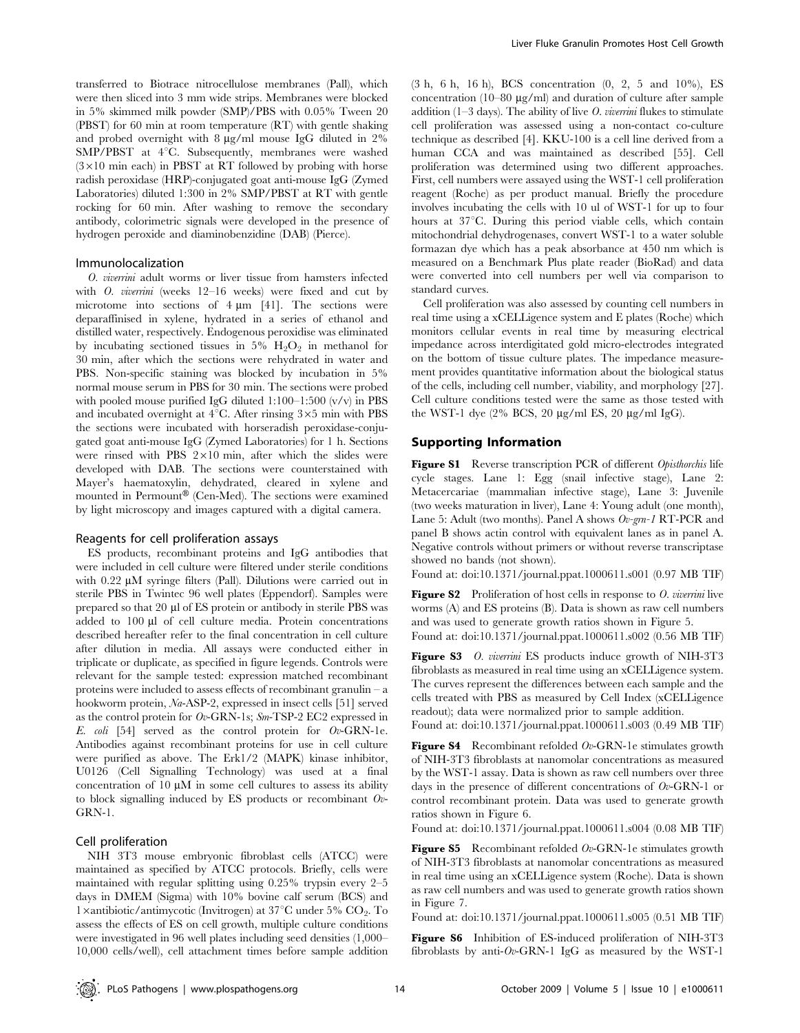transferred to Biotrace nitrocellulose membranes (Pall), which were then sliced into 3 mm wide strips. Membranes were blocked in 5% skimmed milk powder (SMP)/PBS with 0.05% Tween 20 (PBST) for 60 min at room temperature (RT) with gentle shaking and probed overnight with 8 µg/ml mouse IgG diluted in 2% SMP/PBST at 4°C. Subsequently, membranes were washed (3×10 min each) in PBST at RT followed by probing with horse radish peroxidase (HRP)-conjugated goat anti-mouse IgG (Zymed Laboratories) diluted 1:300 in 2% SMP/PBST at RT with gentle rocking for 60 min. After washing to remove the secondary antibody, colorimetric signals were developed in the presence of hydrogen peroxide and diaminobenzidine (DAB) (Pierce).

### Immunolocalization

*O. viverrini* adult worms or liver tissue from hamsters infected with *O. viverrini* (weeks 12–16 weeks) were fixed and cut by microtome into sections of 4 µm [41]. The sections were deparaffinised in xylene, hydrated in a series of ethanol and distilled water, respectively. Endogenous peroxidise was eliminated by incubating sectioned tissues in 5% $H_2O_2$ in methanol for 30 min, after which the sections were rehydrated in water and PBS. Non-specific staining was blocked by incubation in 5% normal mouse serum in PBS for 30 min. The sections were probed with pooled mouse purified IgG diluted 1:100–1:500 (v/v) in PBS and incubated overnight at 4°C. After rinsing 3×5 min with PBS the sections were incubated with horseradish peroxidase-conjugated goat anti-mouse IgG (Zymed Laboratories) for 1 h. Sections were rinsed with PBS 2×10 min, after which the slides were developed with DAB. The sections were counterstained with Mayer's haematoxylin, dehydrated, cleared in xylene and mounted in Permount® (Cen-Med). The sections were examined by light microscopy and images captured with a digital camera.

### Reagents for cell proliferation assays

ES products, recombinant proteins and IgG antibodies that were included in cell culture were filtered under sterile conditions with 0.22 µM syringe filters (Pall). Dilutions were carried out in sterile PBS in Twintec 96 well plates (Eppendorf). Samples were prepared so that 20 µl of ES protein or antibody in sterile PBS was added to 100 µl of cell culture media. Protein concentrations described hereafter refer to the final concentration in cell culture after dilution in media. All assays were conducted either in triplicate or duplicate, as specified in figure legends. Controls were relevant for the sample tested: expression matched recombinant proteins were included to assess effects of recombinant granulin – a hookworm protein, *Na*-ASP-2, expressed in insect cells [51] served as the control protein for *Ov*-GRN-1s; *Sm*-TSP-2 EC2 expressed in *E. coli* [54] served as the control protein for *Ov*-GRN-1e. Antibodies against recombinant proteins for use in cell culture were purified as above. The Erk1/2 (MAPK) kinase inhibitor, U0126 (Cell Signalling Technology) was used at a final concentration of 10 µM in some cell cultures to assess its ability to block signalling induced by ES products or recombinant *Ov*-GRN-1.

### Cell proliferation

NIH 3T3 mouse embryonic fibroblast cells (ATCC) were maintained as specified by ATCC protocols. Briefly, cells were maintained with regular splitting using 0.25% trypsin every 2–5 days in DMEM (Sigma) with 10% bovine calf serum (BCS) and 1×antibiotic/antimycotic (Invitrogen) at 37°C under 5% $CO_2$. To assess the effects of ES on cell growth, multiple culture conditions were investigated in 96 well plates including seed densities (1,000–10,000 cells/well), cell attachment times before sample addition (3 h, 6 h, 16 h), BCS concentration (0, 2, 5 and 10%), ES concentration (10–80 µg/ml) and duration of culture after sample addition (1–3 days). The ability of live *O. viverrini* flukes to stimulate cell proliferation was assessed using a non-contact co-culture technique as described [4]. KKU-100 is a cell line derived from a human CCA and was maintained as described [55]. Cell proliferation was determined using two different approaches. First, cell numbers were assayed using the WST-1 cell proliferation reagent (Roche) as per product manual. Briefly the procedure involves incubating the cells with 10 ul of WST-1 for up to four hours at 37°C. During this period viable cells, which contain mitochondrial dehydrogenases, convert WST-1 to a water soluble formazan dye which has a peak absorbance at 450 nm which is measured on a Benchmark Plus plate reader (BioRad) and data were converted into cell numbers per well via comparison to standard curves.

Cell proliferation was also assessed by counting cell numbers in real time using a xCELLigence system and E plates (Roche) which monitors cellular events in real time by measuring electrical impedance across interdigitated gold micro-electrodes integrated on the bottom of tissue culture plates. The impedance measurement provides quantitative information about the biological status of the cells, including cell number, viability, and morphology [27]. Cell culture conditions tested were the same as those tested with the WST-1 dye (2% BCS, 20 µg/ml ES, 20 µg/ml IgG).

## Supporting Information

**Figure S1** Reverse transcription PCR of different *Opisthorchis* life cycle stages. Lane 1: Egg (snail infective stage), Lane 2: Metacercariae (mammalian infective stage), Lane 3: Juvenile (two weeks maturation in liver), Lane 4: Young adult (one month), Lane 5: Adult (two months). Panel A shows *Ov-grn-1* RT-PCR and panel B shows actin control with equivalent lanes as in panel A. Negative controls without primers or without reverse transcriptase showed no bands (not shown).

Found at: doi:10.1371/journal.ppat.1000611.s001 (0.97 MB TIF)

**Figure S2** Proliferation of host cells in response to *O. viverrini* live worms (A) and ES proteins (B). Data is shown as raw cell numbers and was used to generate growth ratios shown in Figure 5.

Found at: doi:10.1371/journal.ppat.1000611.s002 (0.56 MB TIF)

**Figure S3** *O. viverrini* ES products induce growth of NIH-3T3 fibroblasts as measured in real time using an xCELLigence system. The curves represent the differences between each sample and the cells treated with PBS as measured by Cell Index (xCELLigence readout); data were normalized prior to sample addition.

Found at: doi:10.1371/journal.ppat.1000611.s003 (0.49 MB TIF)

**Figure S4** Recombinant refolded *Ov*-GRN-1e stimulates growth of NIH-3T3 fibroblasts at nanomolar concentrations as measured by the WST-1 assay. Data is shown as raw cell numbers over three days in the presence of different concentrations of *Ov*-GRN-1 or control recombinant protein. Data was used to generate growth ratios shown in Figure 6.

Found at: doi:10.1371/journal.ppat.1000611.s004 (0.08 MB TIF)

**Figure S5** Recombinant refolded *Ov*-GRN-1e stimulates growth of NIH-3T3 fibroblasts at nanomolar concentrations as measured in real time using an xCELLigence system (Roche). Data is shown as raw cell numbers and was used to generate growth ratios shown in Figure 7.

Found at: doi:10.1371/journal.ppat.1000611.s005 (0.51 MB TIF)

**Figure S6** Inhibition of ES-induced proliferation of NIH-3T3 fibroblasts by anti-*Ov*-GRN-1 IgG as measured by the WST-1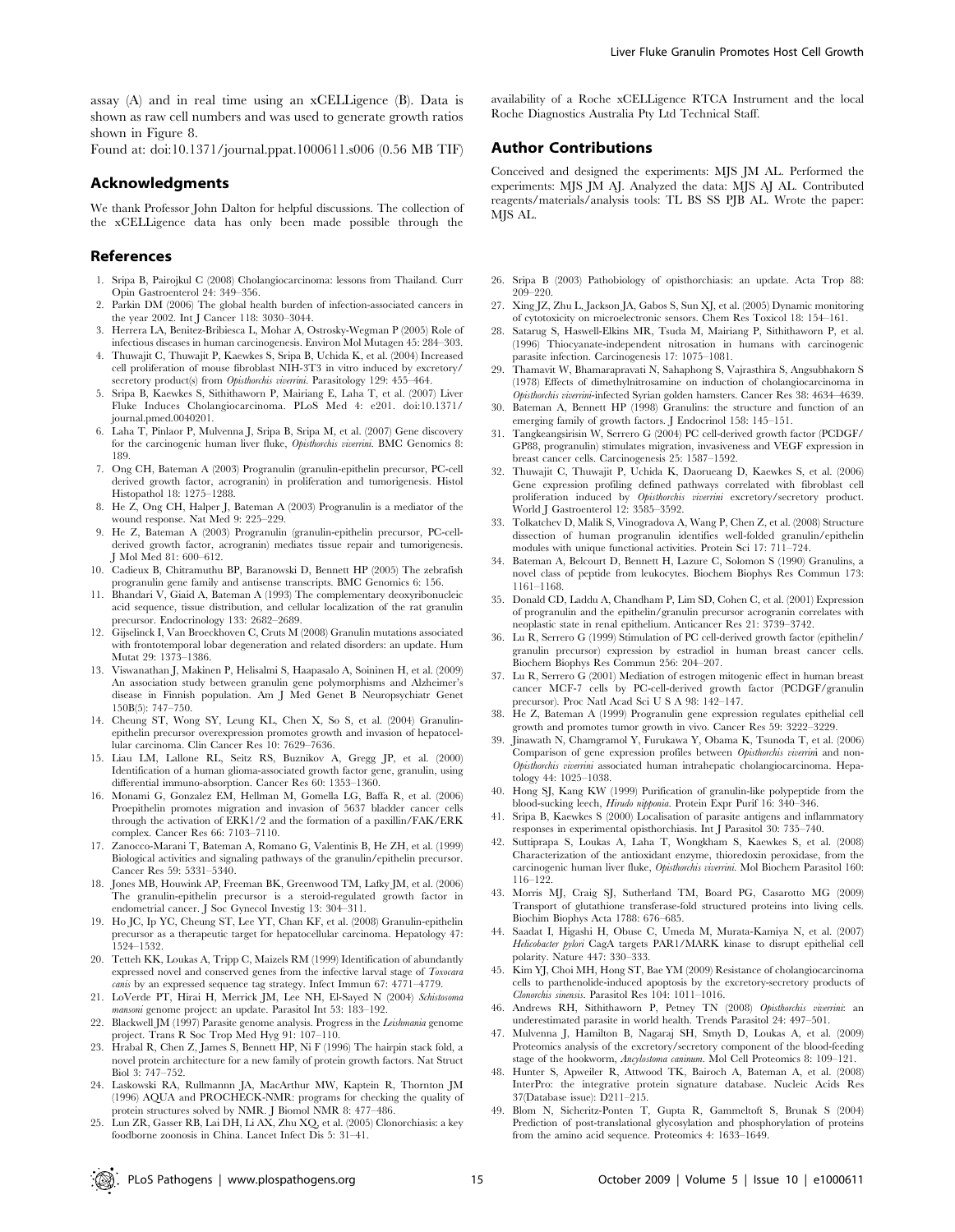assay (A) and in real time using an xCELLigence (B). Data is shown as raw cell numbers and was used to generate growth ratios shown in Figure 8.

Found at: doi:10.1371/journal.ppat.1000611.s006 (0.56 MB TIF)

## Acknowledgments

We thank Professor John Dalton for helpful discussions. The collection of the xCELLigence data has only been made possible through the availability of a Roche xCELLigence RTCA Instrument and the local Roche Diagnostics Australia Pty Ltd Technical Staff.

## Author Contributions

Conceived and designed the experiments: MJS JM AL. Performed the experiments: MJS JM AJ. Analyzed the data: MJS AJ AL. Contributed reagents/materials/analysis tools: TL BS SS PJB AL. Wrote the paper: MJS AL.

## References

1. Sripa B, Pairojkul C (2008) Cholangiocarcinoma: lessons from Thailand. Curr Opin Gastroenterol 24: 349–356.
2. Parkin DM (2006) The global health burden of infection-associated cancers in the year 2002. Int J Cancer 118: 3030–3044.
3. Herrera LA, Benitez-Bribiesca L, Mohar A, Ostrosky-Wegman P (2005) Role of infectious diseases in human carcinogenesis. Environ Mol Mutagen 45: 284–303.
4. Thuwajit C, Thuwajit P, Kaewkes S, Sripa B, Uchida K, et al. (2004) Increased cell proliferation of mouse fibroblast NIH-3T3 in vitro induced by excretory/secretory product(s) from *Opisthorchis viverrini*. Parasitology 129: 455–464.
5. Sripa B, Kaewkes S, Sithithaworn P, Mairiang E, Laha T, et al. (2007) Liver Fluke Induces Cholangiocarcinoma. PLoS Med 4: e201. doi:10.1371/journal.pmed.0040201.
6. Laha T, Pinlaor P, Mulvenna J, Sripa B, Sripa M, et al. (2007) Gene discovery for the carcinogenic human liver fluke, *Opisthorchis viverrini*. BMC Genomics 8: 189.
7. Ong CH, Bateman A (2003) Progranulin (granulin-epithelin precursor, PC-cell derived growth factor, acrogranin) in proliferation and tumorigenesis. Histol Histopathol 18: 1275–1288.
8. He Z, Ong CH, Halper J, Bateman A (2003) Progranulin is a mediator of the wound response. Nat Med 9: 225–229.
9. He Z, Bateman A (2003) Progranulin (granulin-epithelin precursor, PC-cell-derived growth factor, acrogranin) mediates tissue repair and tumorigenesis. J Mol Med 81: 600–612.
10. Cadieux B, Chitramuthu BP, Baranowski D, Bennett HP (2005) The zebrafish progranulin gene family and antisense transcripts. BMC Genomics 6: 156.
11. Bhandari V, Giaid A, Bateman A (1993) The complementary deoxyribonucleic acid sequence, tissue distribution, and cellular localization of the rat granulin precursor. Endocrinology 133: 2682–2689.
12. Gijselinck I, Van Broeckhoven C, Cruts M (2008) Granulin mutations associated with frontotemporal lobar degeneration and related disorders: an update. Hum Mutat 29: 1373–1386.
13. Viswanathan J, Makinen P, Helisalmi S, Haapasalo A, Soininen H, et al. (2009) An association study between granulin gene polymorphisms and Alzheimer's disease in Finnish population. Am J Med Genet B Neuropsychiatr Genet 150B(5): 747–750.
14. Cheung ST, Wong SY, Leung KL, Chen X, So S, et al. (2004) Granulin-epithelin precursor overexpression promotes growth and invasion of hepatocellular carcinoma. Clin Cancer Res 10: 7629–7636.
15. Liau LM, Lallone RL, Seitz RS, Buznikov A, Gregg JP, et al. (2000) Identification of a human glioma-associated growth factor gene, granulin, using differential immuno-absorption. Cancer Res 60: 1353–1360.
16. Monami G, Gonzalez EM, Hellman M, Gomella LG, Baffa R, et al. (2006) Proepithelin promotes migration and invasion of 5637 bladder cancer cells through the activation of ERK1/2 and the formation of a paxillin/FAK/ERK complex. Cancer Res 66: 7103–7110.
17. Zanocco-Marani T, Bateman A, Romano G, Valentinis B, He ZH, et al. (1999) Biological activities and signaling pathways of the granulin/epithelin precursor. Cancer Res 59: 5331–5340.
18. Jones MB, Houwink AP, Freeman BK, Greenwood TM, Lafky JM, et al. (2006) The granulin-epithelin precursor is a steroid-regulated growth factor in endometrial cancer. J Soc Gynecol Investig 13: 304–311.
19. Ho JC, Ip YC, Cheung ST, Lee YT, Chan KF, et al. (2008) Granulin-epithelin precursor as a therapeutic target for hepatocellular carcinoma. Hepatology 47: 1524–1532.
20. Tetteh KK, Loukas A, Tripp C, Maizels RM (1999) Identification of abundantly expressed novel and conserved genes from the infective larval stage of *Toxocara canis* by an expressed sequence tag strategy. Infect Immun 67: 4771–4779.
21. LoVerde PT, Hirai H, Merrick JM, Lee NH, El-Sayed N (2004) *Schistosoma mansoni* genome project: an update. Parasitol Int 53: 183–192.
22. Blackwell JM (1997) Parasite genome analysis. Progress in the *Leishmania* genome project. Trans R Soc Trop Med Hyg 91: 107–110.
23. Hrabal R, Chen Z, James S, Bennett HP, Ni F (1996) The hairpin stack fold, a novel protein architecture for a new family of protein growth factors. Nat Struct Biol 3: 747–752.
24. Laskowski RA, Rullmannn JA, MacArthur MW, Kaptein R, Thornton JM (1996) AQUA and PROCHECK-NMR: programs for checking the quality of protein structures solved by NMR. J Biomol NMR 8: 477–486.
25. Lun ZR, Gasser RB, Lai DH, Li AX, Zhu XQ, et al. (2005) Clonorchiasis: a key foodborne zoonosis in China. Lancet Infect Dis 5: 31–41.
26. Sripa B (2003) Pathobiology of opisthorchiasis: an update. Acta Trop 88: 209–220.
27. Xing JZ, Zhu L, Jackson JA, Gabos S, Sun XJ, et al. (2005) Dynamic monitoring of cytotoxicity on microelectronic sensors. Chem Res Toxicol 18: 154–161.
28. Satarug S, Haswell-Elkins MR, Tsuda M, Mairiang P, Sithithaworn P, et al. (1996) Thiocyanate-independent nitrosation in humans with carcinogenic parasite infection. Carcinogenesis 17: 1075–1081.
29. Thamavit W, Bhamarapravati N, Sahaphong S, Vajrasthira S, Angsubhakorn S (1978) Effects of dimethylnitrosamine on induction of cholangiocarcinoma in *Opisthorchis viverrini*-infected Syrian golden hamsters. Cancer Res 38: 4634–4639.
30. Bateman A, Bennett HP (1998) Granulins: the structure and function of an emerging family of growth factors. J Endocrinol 158: 145–151.
31. Tangkeangsirisin W, Serrero G (2004) PC cell-derived growth factor (PCDGF/GP88, progranulin) stimulates migration, invasiveness and VEGF expression in breast cancer cells. Carcinogenesis 25: 1587–1592.
32. Thuwajit C, Thuwajit P, Uchida K, Daorueang D, Kaewkes S, et al. (2006) Gene expression profiling defined pathways correlated with fibroblast cell proliferation induced by *Opisthorchis viverrini* excretory/secretory product. World J Gastroenterol 12: 3585–3592.
33. Tolkatchev D, Malik S, Vinogradova A, Wang P, Chen Z, et al. (2008) Structure dissection of human progranulin identifies well-folded granulin/epithelin modules with unique functional activities. Protein Sci 17: 711–724.
34. Bateman A, Belcourt D, Bennett H, Lazure C, Solomon S (1990) Granulins, a novel class of peptide from leukocytes. Biochem Biophys Res Commun 173: 1161–1168.
35. Donald CD, Laddu A, Chandham P, Lim SD, Cohen C, et al. (2001) Expression of progranulin and the epithelin/granulin precursor acrogranin correlates with neoplastic state in renal epithelium. Anticancer Res 21: 3739–3742.
36. Lu R, Serrero G (1999) Stimulation of PC cell-derived growth factor (epithelin/granulin precursor) expression by estradiol in human breast cancer cells. Biochem Biophys Res Commun 256: 204–207.
37. Lu R, Serrero G (2001) Mediation of estrogen mitogenic effect in human breast cancer MCF-7 cells by PC-cell-derived growth factor (PCDGF/granulin precursor). Proc Natl Acad Sci U S A 98: 142–147.
38. He Z, Bateman A (1999) Progranulin gene expression regulates epithelial cell growth and promotes tumor growth in vivo. Cancer Res 59: 3222–3229.
39. Jinawath N, Chamgramol Y, Furukawa Y, Obama K, Tsunoda T, et al. (2006) Comparison of gene expression profiles between *Opisthorchis viverrini* and non-*Opisthorchis viverrini* associated human intrahepatic cholangiocarcinoma. Hepatology 44: 1025–1038.
40. Hong SJ, Kang KW (1999) Purification of granulin-like polypeptide from the blood-sucking leech, *Hirudo nipponia*. Protein Expr Purif 16: 340–346.
41. Sripa B, Kaewkes S (2000) Localisation of parasite antigens and inflammatory responses in experimental opisthorchiasis. Int J Parasitol 30: 735–740.
42. Suttiprapa S, Loukas A, Laha T, Wongkham S, Kaewkes S, et al. (2008) Characterization of the antioxidant enzyme, thioredoxin peroxidase, from the carcinogenic human liver fluke, *Opisthorchis viverrini*. Mol Biochem Parasitol 160: 116–122.
43. Morris MJ, Craig SJ, Sutherland TM, Board PG, Casarotto MG (2009) Transport of glutathione transferase-fold structured proteins into living cells. Biochim Biophys Acta 1788: 676–685.
44. Saadat I, Higashi H, Obuse C, Umeda M, Murata-Kamiya N, et al. (2007) *Helicobacter pylori* CagA targets PAR1/MARK kinase to disrupt epithelial cell polarity. Nature 447: 330–333.
45. Kim YJ, Choi MH, Hong ST, Bae YM (2009) Resistance of cholangiocarcinoma cells to parthenolide-induced apoptosis by the excretory-secretory products of *Clonorchis sinensis*. Parasitol Res 104: 1011–1016.
46. Andrews RH, Sithithaworn P, Petney TN (2008) *Opisthorchis viverrini*: an underestimated parasite in world health. Trends Parasitol 24: 497–501.
47. Mulvenna J, Hamilton B, Nagaraj SH, Smyth D, Loukas A, et al. (2009) Proteomics analysis of the excretory/secretory component of the blood-feeding stage of the hookworm, *Ancylostoma caninum*. Mol Cell Proteomics 8: 109–121.
48. Hunter S, Apweiler R, Attwood TK, Bairoch A, Bateman A, et al. (2008) InterPro: the integrative protein signature database. Nucleic Acids Res 37(Database issue): D211–215.
49. Blom N, Sicheritz-Ponten T, Gupta R, Gammeltoft S, Brunak S (2004) Prediction of post-translational glycosylation and phosphorylation of proteins from the amino acid sequence. Proteomics 4: 1633–1649.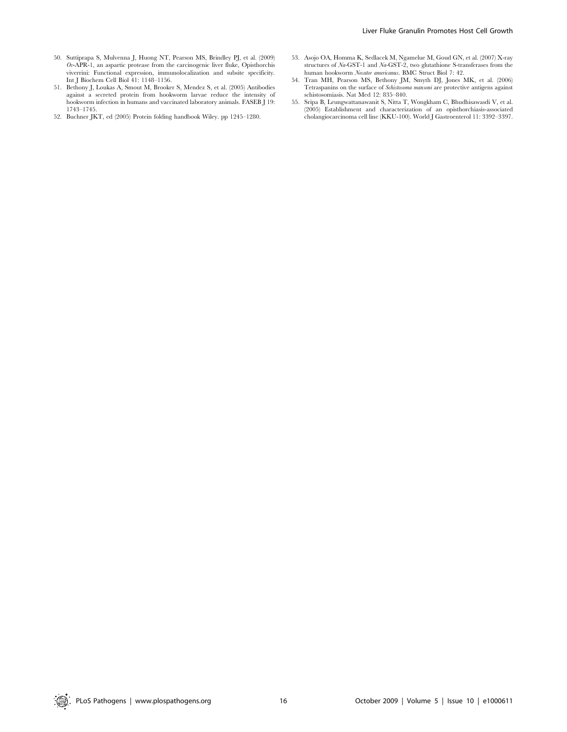50. Suttiprapa S, Mulvenna J, Huong NT, Pearson MS, Brindley PJ, et al. (2009) *Ov*-APR-1, an aspartic protease from the carcinogenic liver fluke, Opisthorchis viverrini: Functional expression, immunolocalization and subsite specificity. Int J Biochem Cell Biol 41: 1148–1156.
51. Bethony J, Loukas A, Smout M, Brooker S, Mendez S, et al. (2005) Antibodies against a secreted protein from hookworm larvae reduce the intensity of hookworm infection in humans and vaccinated laboratory animals. FASEB J 19: 1743–1745.
52. Buchner JKT, ed (2005) Protein folding handbook Wiley. pp 1245–1280.
53. Asojo OA, Homma K, Sedlacek M, Ngamelue M, Goud GN, et al. (2007) X-ray structures of *Na*-GST-1 and *Na*-GST-2, two glutathione S-transferases from the human hookworm *Necator americanus*. BMC Struct Biol 7: 42.
54. Tran MH, Pearson MS, Bethony JM, Smyth DJ, Jones MK, et al. (2006) Tetraspanins on the surface of *Schistosoma mansoni* are protective antigens against schistosomiasis. Nat Med 12: 835–840.
55. Sripa B, Leungwattanawanit S, Nitta T, Wongkham C, Bhudhisawasdi V, et al. (2005) Establishment and characterization of an opisthorchiasis-associated cholangiocarcinoma cell line (KKU-100). World J Gastroenterol 11: 3392–3397.